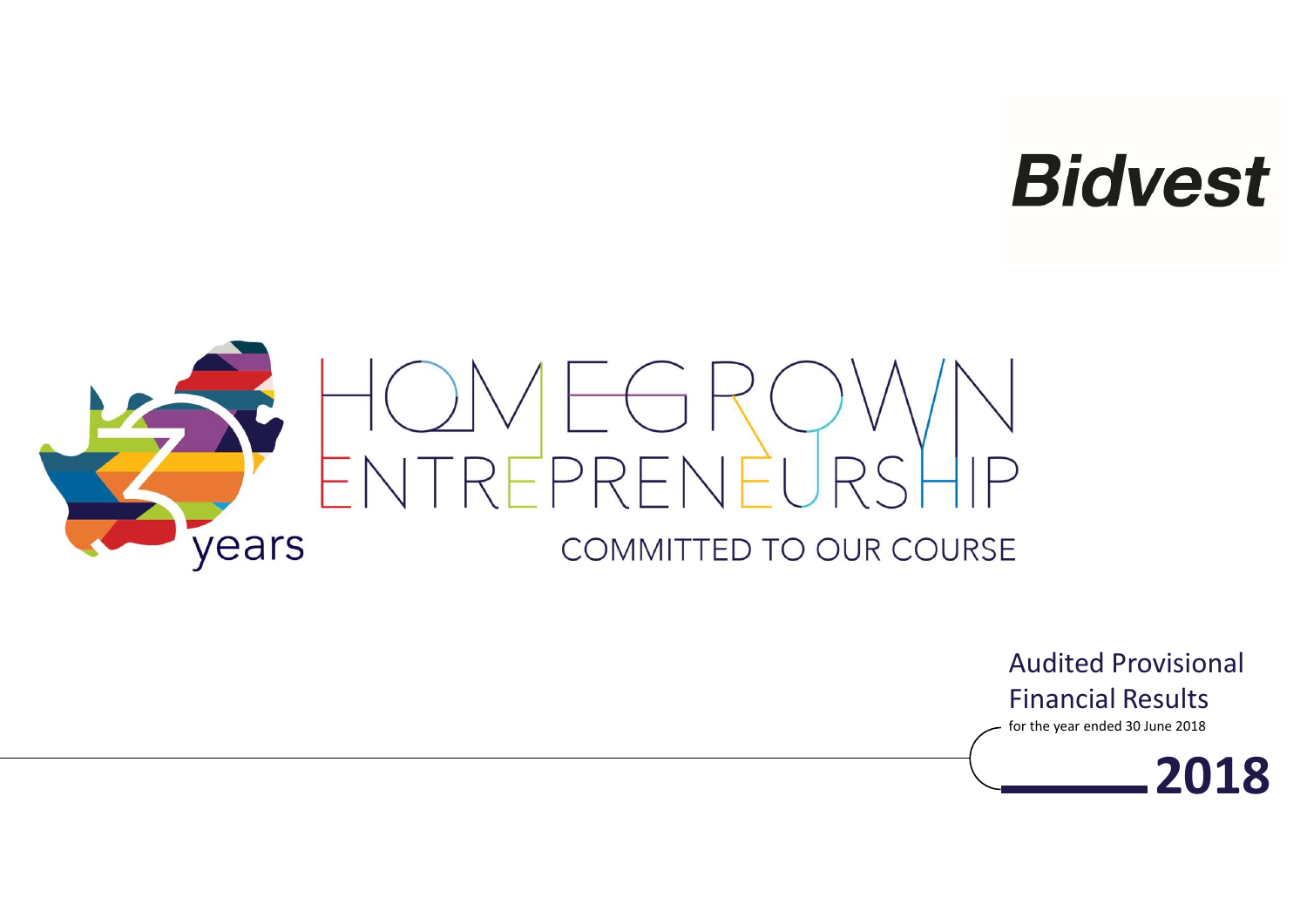Bidvest

30 years

# HOMEGROWN ENTREPRENEURSHIP

COMMITTED TO OUR COURSE

## Audited Provisional Financial Results

for the year ended 30 June 2018

**2018**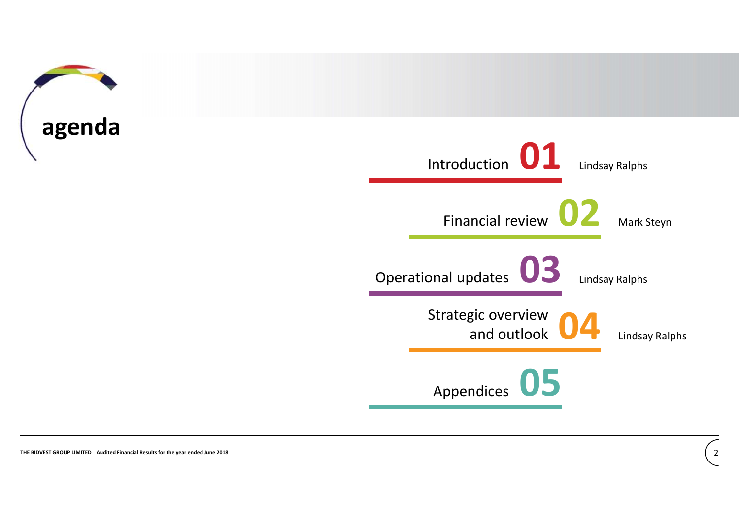# agenda

| | Section | Presenter |
|---|---|---|
| 01 | Introduction | Lindsay Ralphs |
| 02 | Financial review | Mark Steyn |
| 03 | Operational updates | Lindsay Ralphs |
| 04 | Strategic overview and outlook | Lindsay Ralphs |
| 05 | Appendices | |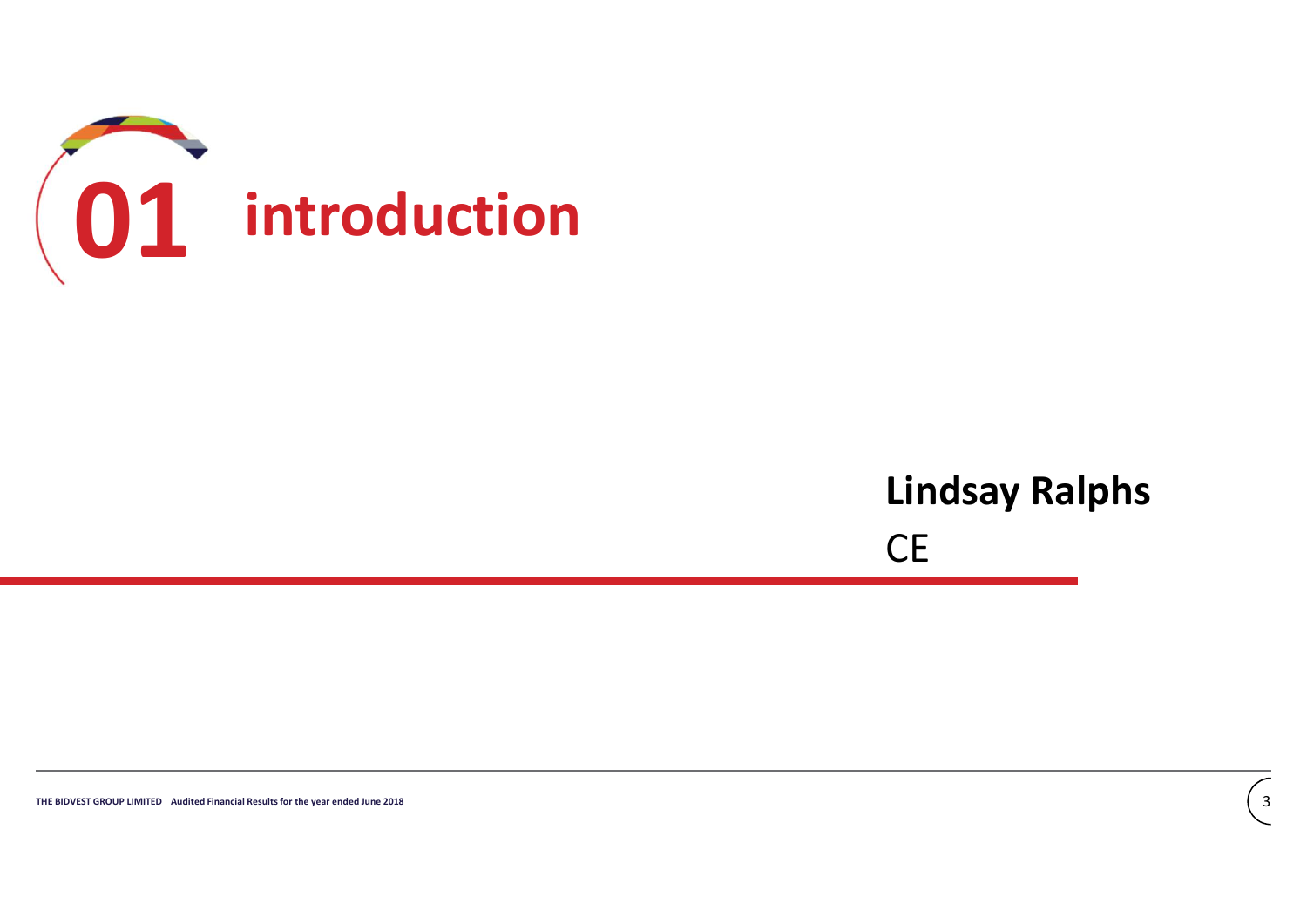# 01 introduction

**Lindsay Ralphs**

CE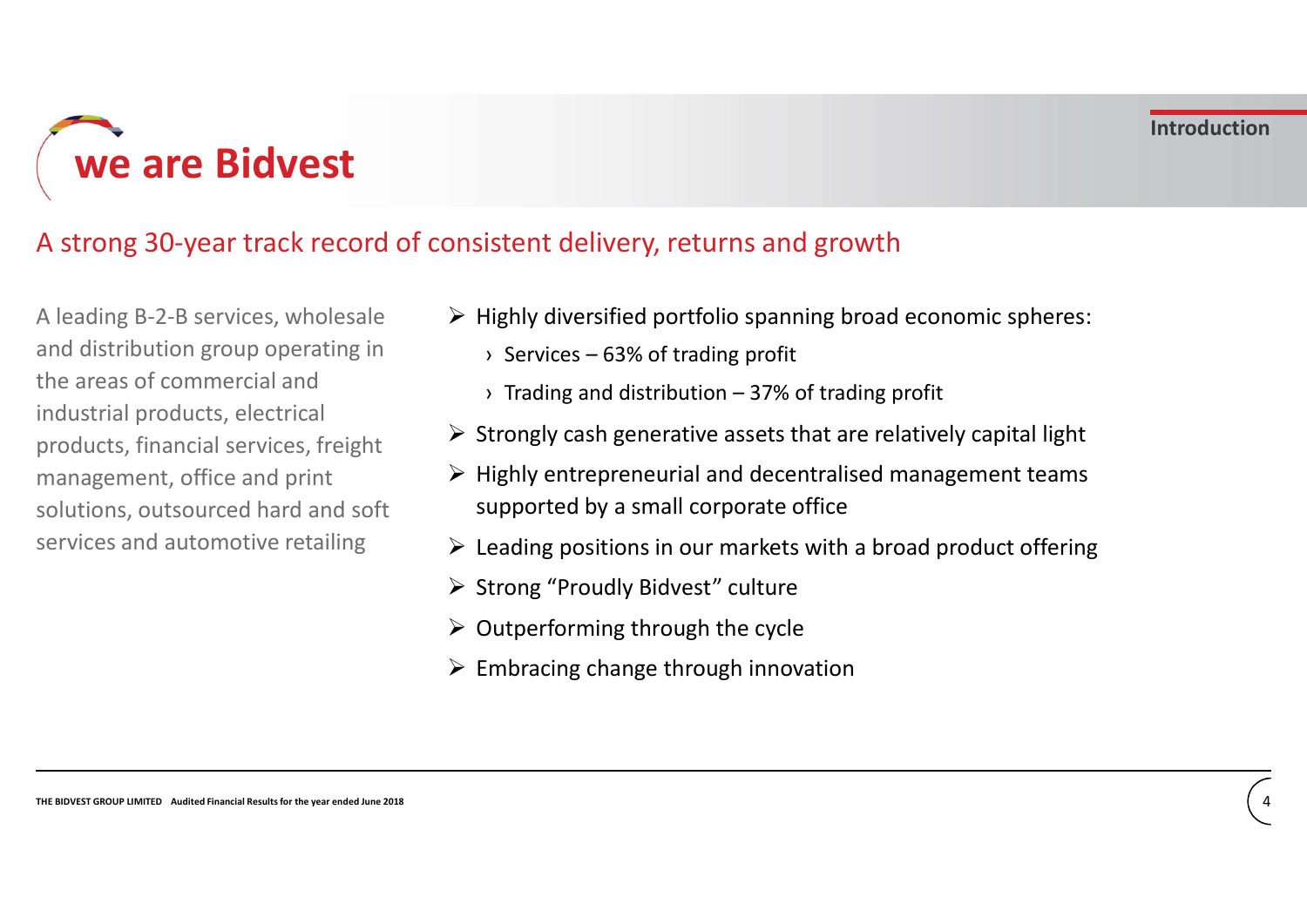# we are Bidvest

Introduction

## A strong 30-year track record of consistent delivery, returns and growth

A leading B-2-B services, wholesale and distribution group operating in the areas of commercial and industrial products, electrical products, financial services, freight management, office and print solutions, outsourced hard and soft services and automotive retailing

- Highly diversified portfolio spanning broad economic spheres:
  - Services – 63% of trading profit
  - Trading and distribution – 37% of trading profit
- Strongly cash generative assets that are relatively capital light
- Highly entrepreneurial and decentralised management teams supported by a small corporate office
- Leading positions in our markets with a broad product offering
- Strong “Proudly Bidvest” culture
- Outperforming through the cycle
- Embracing change through innovation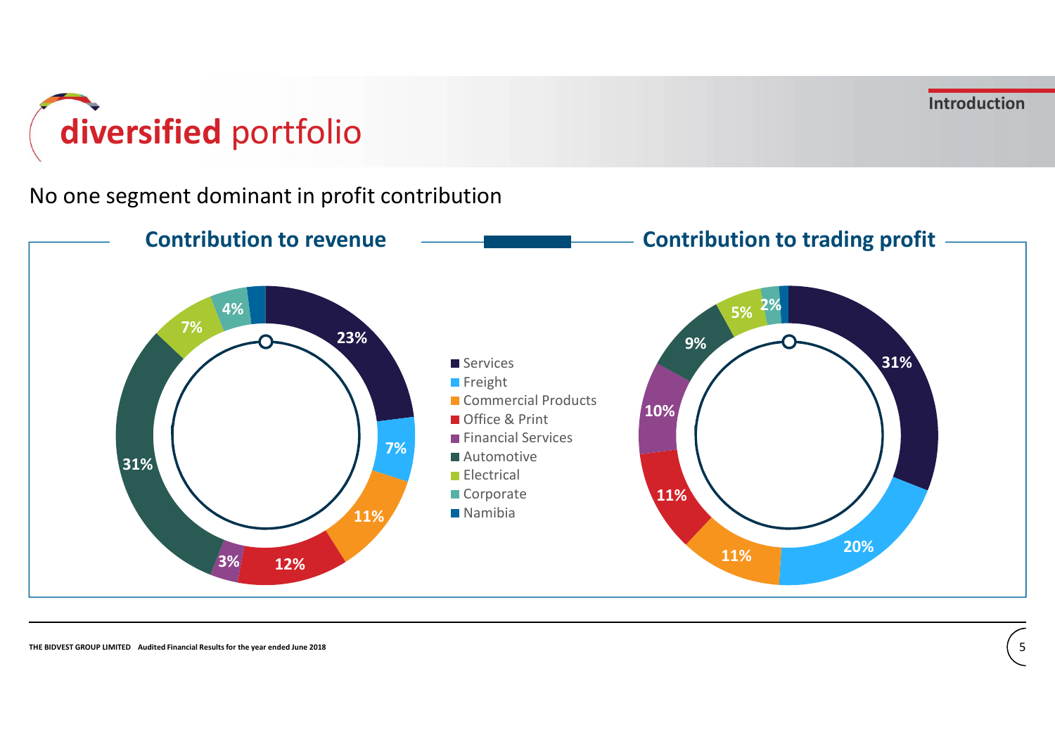# diversified portfolio

No one segment dominant in profit contribution

## Contribution to revenue

| Segment | Contribution to revenue |
|---|---|
| Services | 23% |
| Freight | 7% |
| Commercial Products | 11% |
| Office & Print | 12% |
| Financial Services | 3% |
| Automotive | 31% |
| Electrical | 7% |
| Corporate | 4% |
| Namibia | |

## Contribution to trading profit

| Segment | Contribution to trading profit |
|---|---|
| Services | 31% |
| Freight | 20% |
| Commercial Products | 11% |
| Office & Print | 11% |
| Financial Services | 10% |
| Automotive | 9% |
| Electrical | 5% |
| Corporate | 2% |
| Namibia | |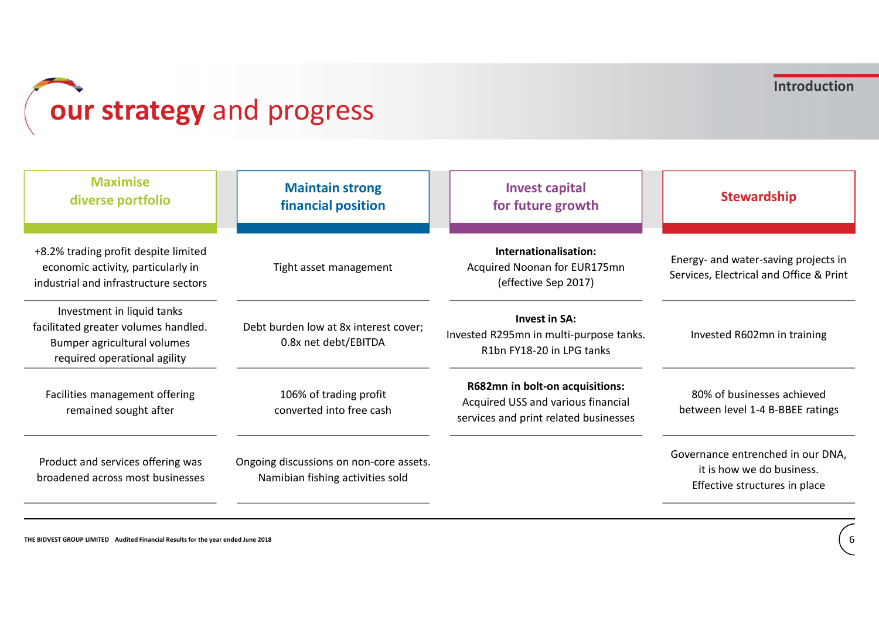# our strategy and progress

| Maximise diverse portfolio | Maintain strong financial position | Invest capital for future growth | Stewardship |
| --- | --- | --- | --- |
| +8.2% trading profit despite limited economic activity, particularly in industrial and infrastructure sectors | Tight asset management | **Internationalisation:** Acquired Noonan for EUR175mn (effective Sep 2017) | Energy- and water-saving projects in Services, Electrical and Office & Print |
| Investment in liquid tanks facilitated greater volumes handled. Bumper agricultural volumes required operational agility | Debt burden low at 8x interest cover; 0.8x net debt/EBITDA | **Invest in SA:** Invested R295mn in multi-purpose tanks. R1bn FY18-20 in LPG tanks | Invested R602mn in training |
| Facilities management offering remained sought after | 106% of trading profit converted into free cash | **R682mn in bolt-on acquisitions:** Acquired USS and various financial services and print related businesses | 80% of businesses achieved between level 1-4 B-BBEE ratings |
| Product and services offering was broadened across most businesses | Ongoing discussions on non-core assets. Namibian fishing activities sold | | Governance entrenched in our DNA, it is how we do business. Effective structures in place |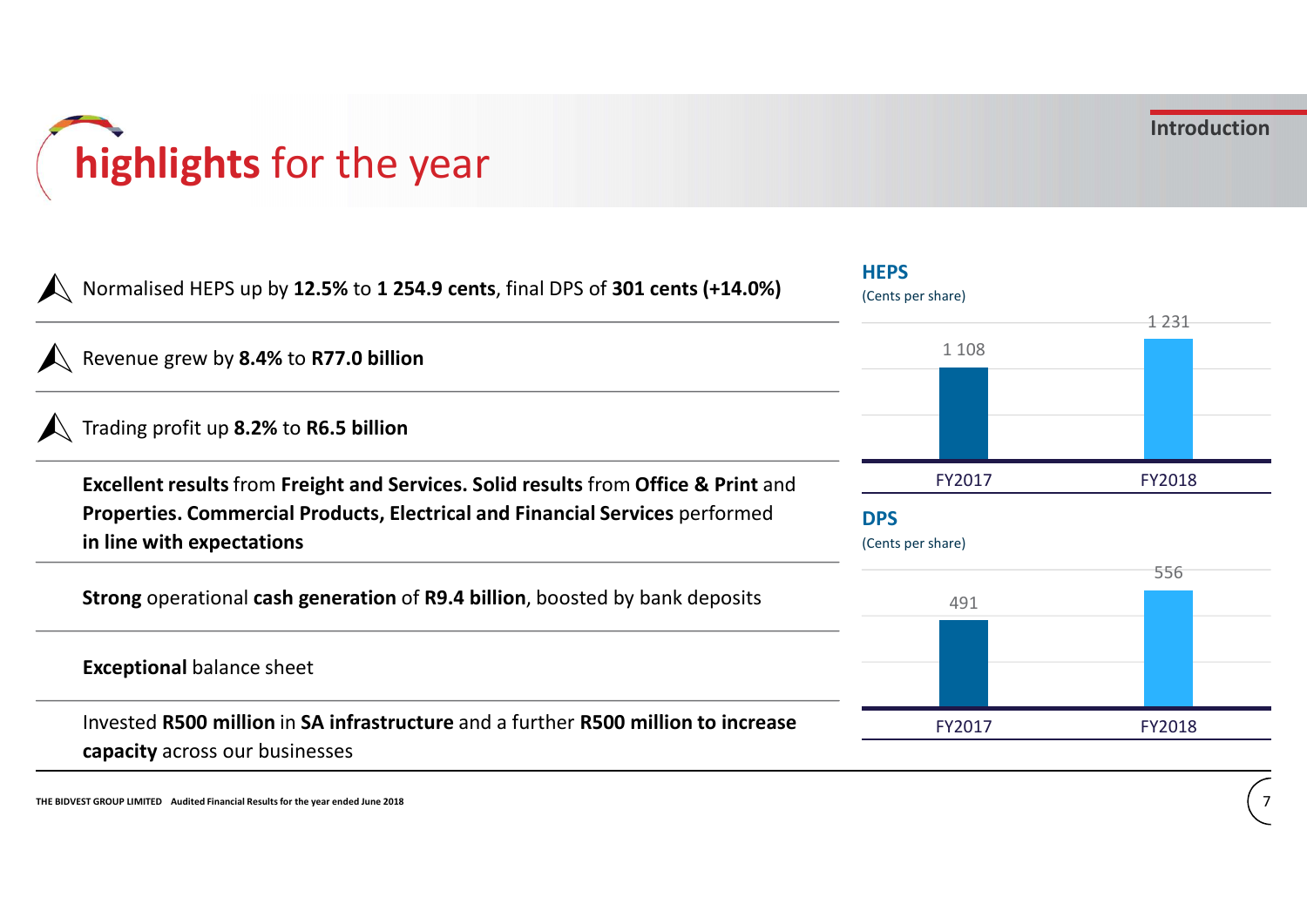# highlights for the year

Introduction

- Normalised HEPS up by **12.5%** to **1 254.9 cents**, final DPS of **301 cents (+14.0%)**
- Revenue grew by **8.4%** to **R77.0 billion**
- Trading profit up **8.2%** to **R6.5 billion**

**Excellent results** from **Freight and Services. Solid results** from **Office & Print** and **Properties. Commercial Products, Electrical and Financial Services** performed **in line with expectations**

**Strong** operational **cash generation** of **R9.4 billion**, boosted by bank deposits

**Exceptional** balance sheet

Invested **R500 million** in **SA infrastructure** and a further **R500 million to increase capacity** across our businesses

**HEPS**
(Cents per share)

| FY2017 | FY2018 |
|---|---|
| 1 108 | 1 231 |

**DPS**
(Cents per share)

| FY2017 | FY2018 |
|---|---|
| 491 | 556 |

THE BIDVEST GROUP LIMITED Audited Financial Results for the year ended June 2018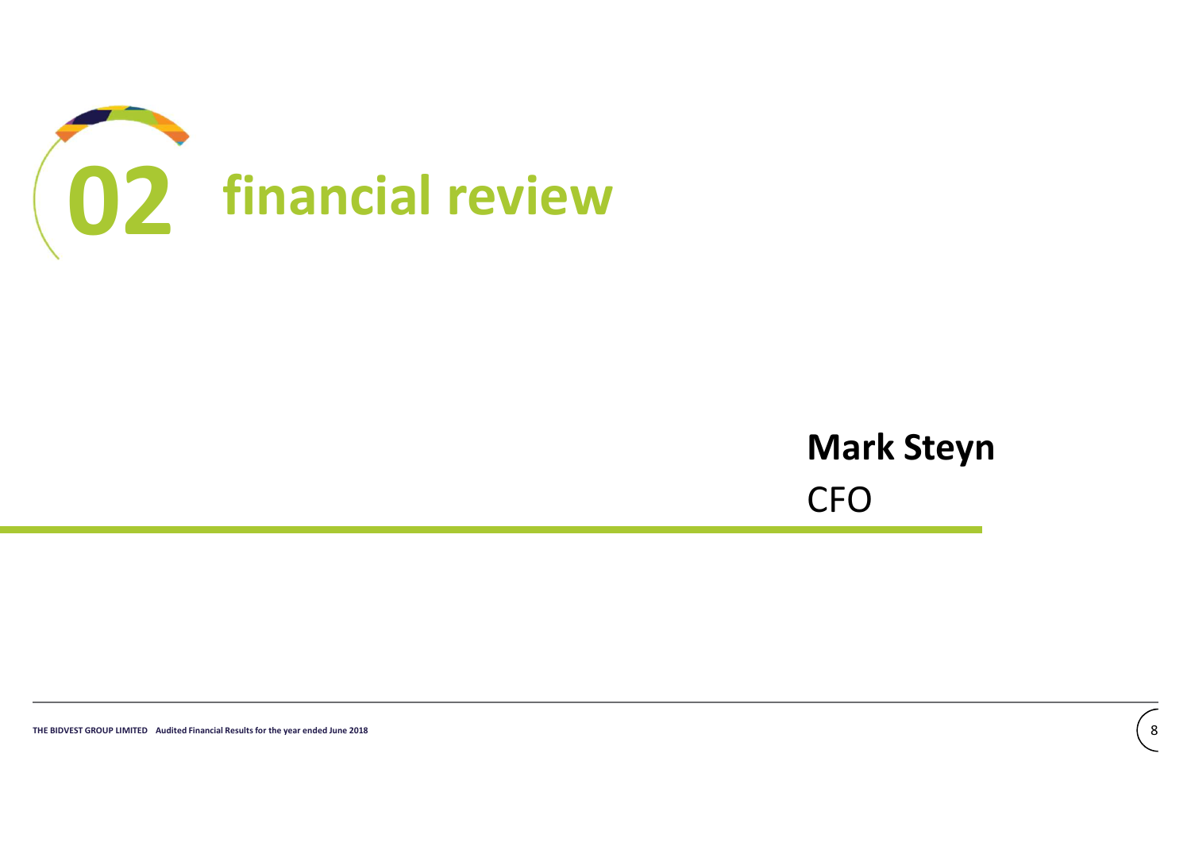# 02 financial review

**Mark Steyn**
CFO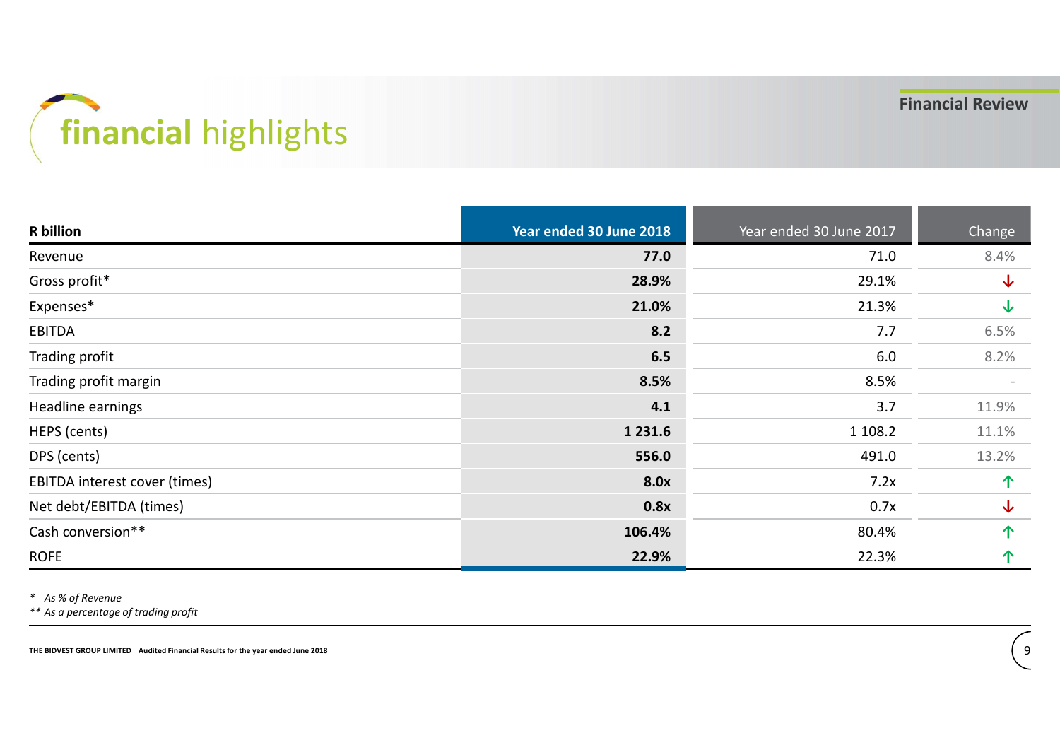# financial highlights

## Financial Review

| R billion | Year ended 30 June 2018 | Year ended 30 June 2017 | Change |
|---|---|---|---|
| Revenue | **77.0** | 71.0 | 8.4% |
| Gross profit* | **28.9%** | 29.1% | ↓ |
| Expenses* | **21.0%** | 21.3% | ↓ |
| EBITDA | **8.2** | 7.7 | 6.5% |
| Trading profit | **6.5** | 6.0 | 8.2% |
| Trading profit margin | **8.5%** | 8.5% | - |
| Headline earnings | **4.1** | 3.7 | 11.9% |
| HEPS (cents) | **1 231.6** | 1 108.2 | 11.1% |
| DPS (cents) | **556.0** | 491.0 | 13.2% |
| EBITDA interest cover (times) | **8.0x** | 7.2x | ↑ |
| Net debt/EBITDA (times) | **0.8x** | 0.7x | ↓ |
| Cash conversion** | **106.4%** | 80.4% | ↑ |
| ROFE | **22.9%** | 22.3% | ↑ |

*\* As % of Revenue*
*\*\* As a percentage of trading profit*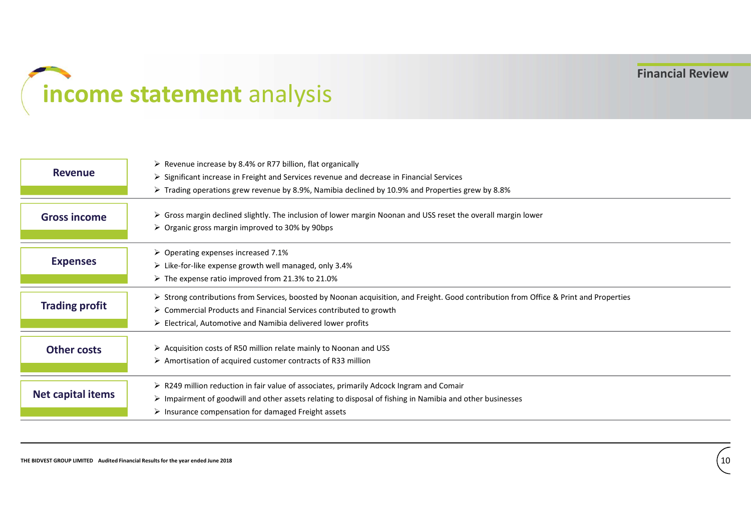# income statement analysis

Financial Review

## Revenue

- Revenue increase by 8.4% or R77 billion, flat organically
- Significant increase in Freight and Services revenue and decrease in Financial Services
- Trading operations grew revenue by 8.9%, Namibia declined by 10.9% and Properties grew by 8.8%

## Gross income

- Gross margin declined slightly. The inclusion of lower margin Noonan and USS reset the overall margin lower
- Organic gross margin improved to 30% by 90bps

## Expenses

- Operating expenses increased 7.1%
- Like-for-like expense growth well managed, only 3.4%
- The expense ratio improved from 21.3% to 21.0%

## Trading profit

- Strong contributions from Services, boosted by Noonan acquisition, and Freight. Good contribution from Office & Print and Properties
- Commercial Products and Financial Services contributed to growth
- Electrical, Automotive and Namibia delivered lower profits

## Other costs

- Acquisition costs of R50 million relate mainly to Noonan and USS
- Amortisation of acquired customer contracts of R33 million

## Net capital items

- R249 million reduction in fair value of associates, primarily Adcock Ingram and Comair
- Impairment of goodwill and other assets relating to disposal of fishing in Namibia and other businesses
- Insurance compensation for damaged Freight assets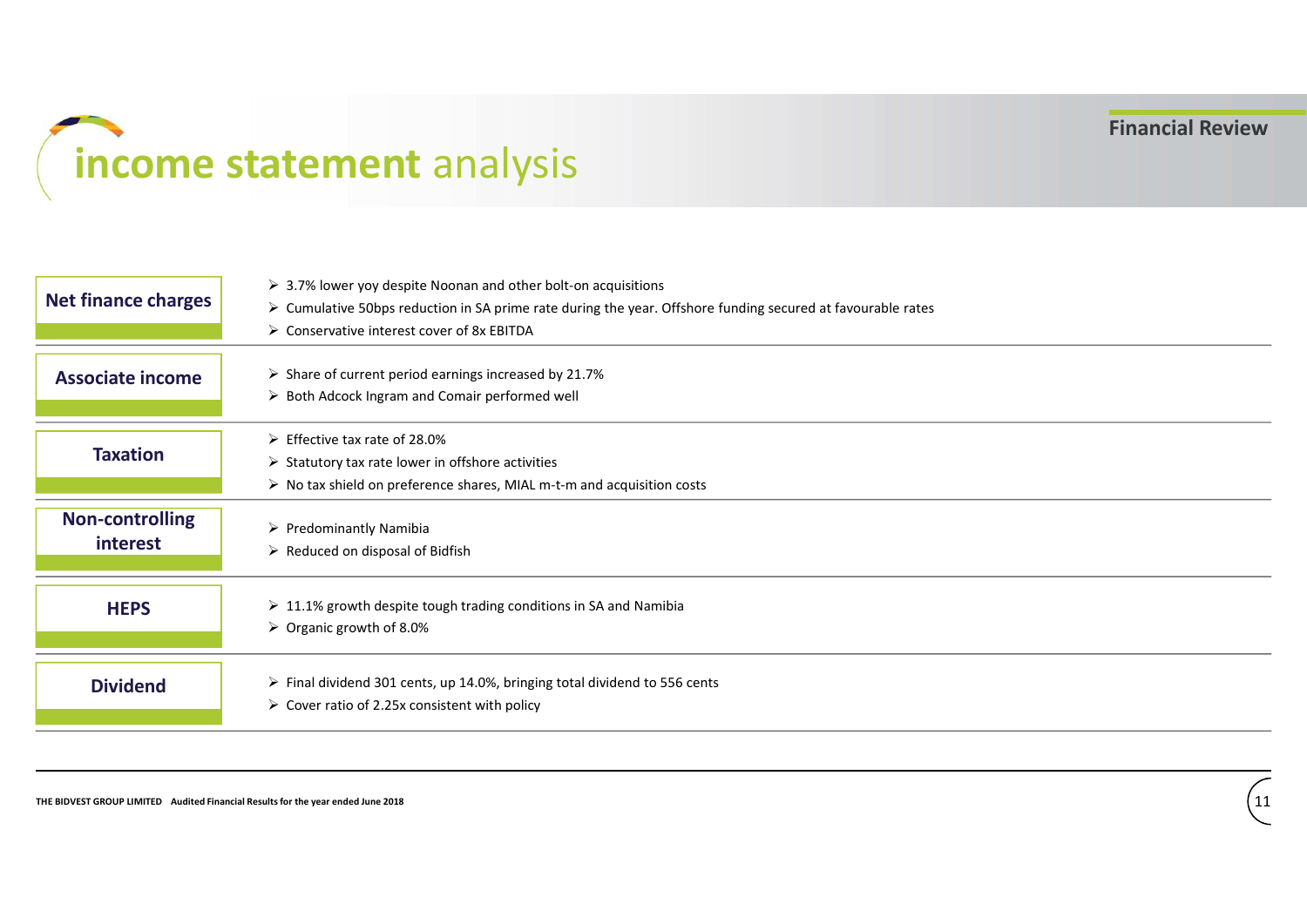# income statement analysis

## Net finance charges

- 3.7% lower yoy despite Noonan and other bolt-on acquisitions
- Cumulative 50bps reduction in SA prime rate during the year. Offshore funding secured at favourable rates
- Conservative interest cover of 8x EBITDA

## Associate income

- Share of current period earnings increased by 21.7%
- Both Adcock Ingram and Comair performed well

## Taxation

- Effective tax rate of 28.0%
- Statutory tax rate lower in offshore activities
- No tax shield on preference shares, MIAL m-t-m and acquisition costs

## Non-controlling interest

- Predominantly Namibia
- Reduced on disposal of Bidfish

## HEPS

- 11.1% growth despite tough trading conditions in SA and Namibia
- Organic growth of 8.0%

## Dividend

- Final dividend 301 cents, up 14.0%, bringing total dividend to 556 cents
- Cover ratio of 2.25x consistent with policy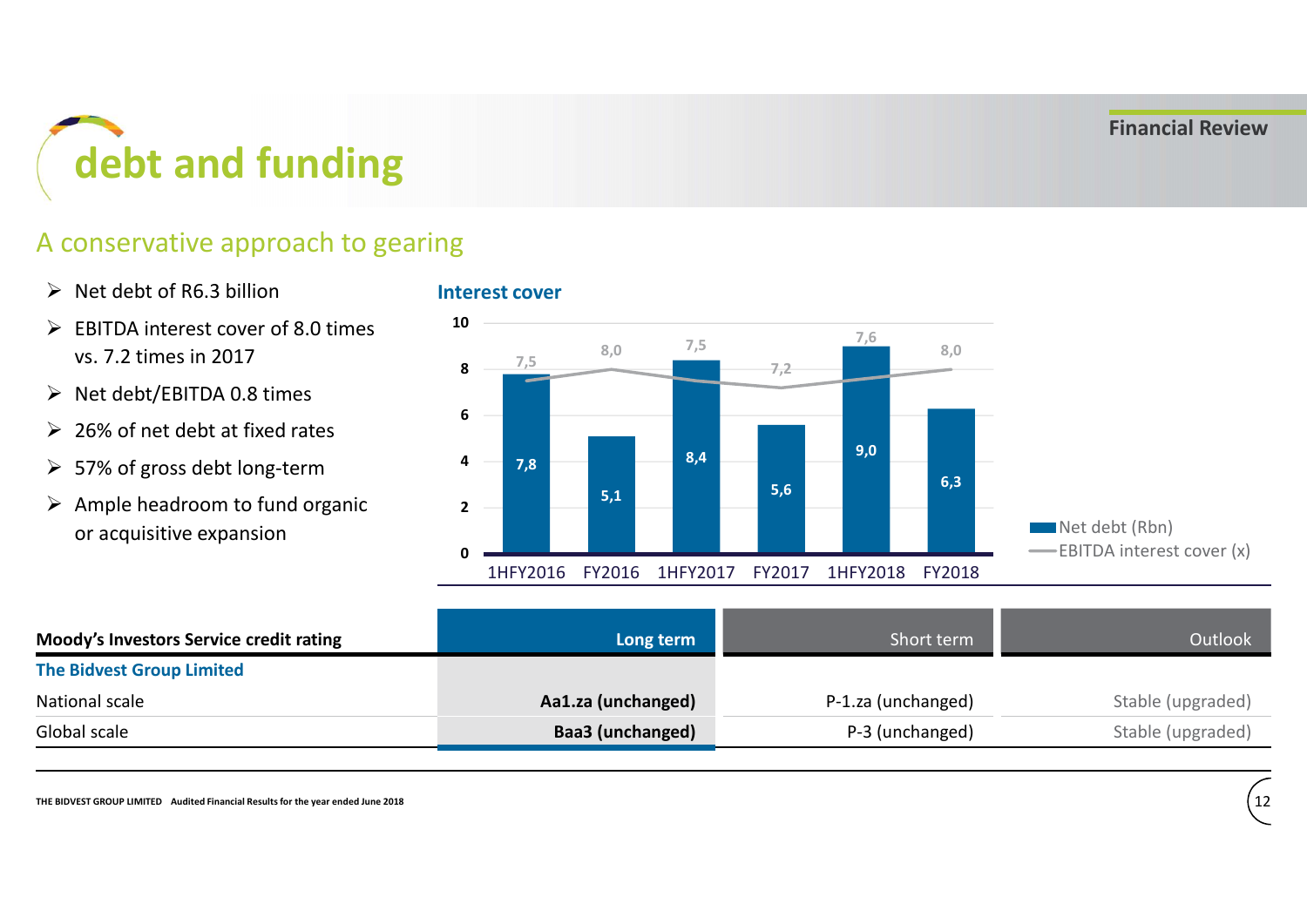# debt and funding

## A conservative approach to gearing

- Net debt of R6.3 billion
- EBITDA interest cover of 8.0 times vs. 7.2 times in 2017
- Net debt/EBITDA 0.8 times
- 26% of net debt at fixed rates
- 57% of gross debt long-term
- Ample headroom to fund organic or acquisitive expansion

### Interest cover

| | 1HFY2016 | FY2016 | 1HFY2017 | FY2017 | 1HFY2018 | FY2018 |
|---|---|---|---|---|---|---|
| Net debt (Rbn) | 7,8 | 5,1 | 8,4 | 5,6 | 9,0 | 6,3 |
| EBITDA interest cover (x) | 7,5 | 8,0 | 7,5 | 7,2 | 7,6 | 8,0 |

| Moody's Investors Service credit rating | Long term | Short term | Outlook |
|---|---|---|---|
| **The Bidvest Group Limited** | | | |
| National scale | **Aa1.za (unchanged)** | P-1.za (unchanged) | Stable (upgraded) |
| Global scale | **Baa3 (unchanged)** | P-3 (unchanged) | Stable (upgraded) |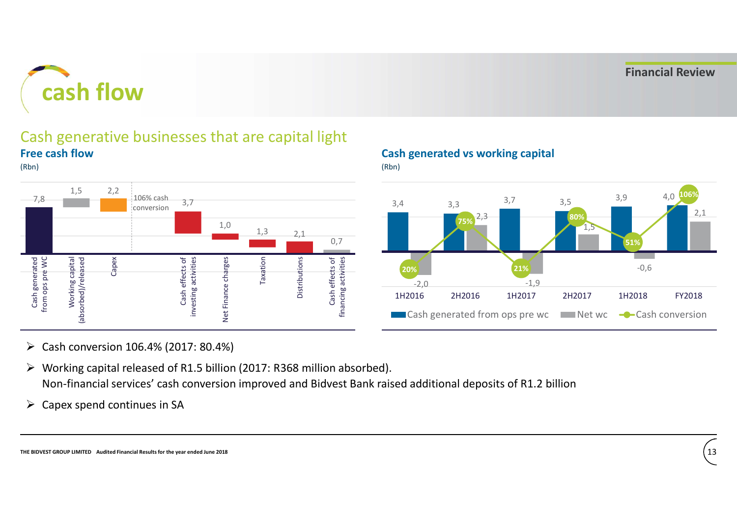# cash flow

## Cash generative businesses that are capital light

### Free cash flow

(Rbn)

| Item | Value |
|---|---|
| Cash generated from ops pre WC | 7,8 |
| Working capital (absorbed)/released | 1,5 |
| Capex | 2,2 |
| Cash effects of investing activities | 3,7 |
| Net Finance charges | 1,0 |
| Taxation | 1,3 |
| Distributions | 2,1 |
| Cash effects of financing activities | 0,7 |

106% cash conversion

### Cash generated vs working capital

(Rbn)

| | 1H2016 | 2H2016 | 1H2017 | 2H2017 | 1H2018 | FY2018 |
|---|---|---|---|---|---|---|
| Cash generated from ops pre wc | 3,4 | 3,3 | 3,7 | 3,5 | 3,9 | 4,0 |
| Net wc | -2,0 | 2,3 | -1,9 | 1,5 | -0,6 | 2,1 |
| Cash conversion | 20% | 75% | 21% | 80% | 51% | 106% |

- Cash conversion 106.4% (2017: 80.4%)
- Working capital released of R1.5 billion (2017: R368 million absorbed).
  Non-financial services' cash conversion improved and Bidvest Bank raised additional deposits of R1.2 billion
- Capex spend continues in SA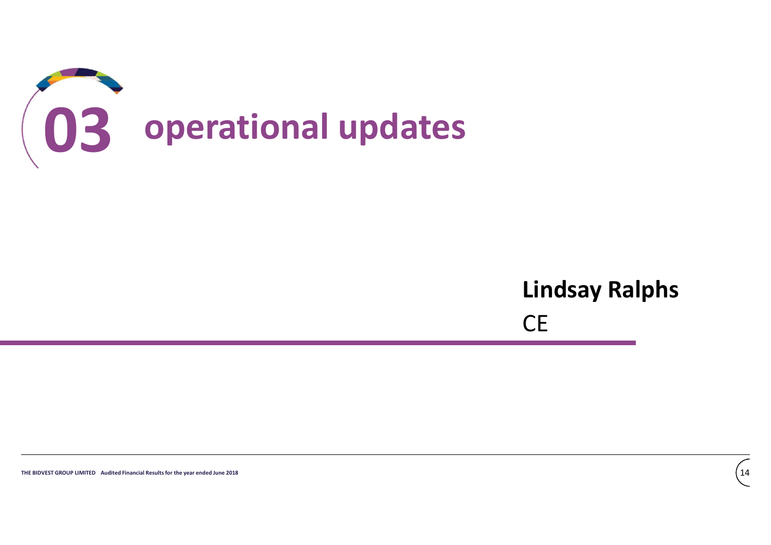# 03 operational updates

**Lindsay Ralphs**

CE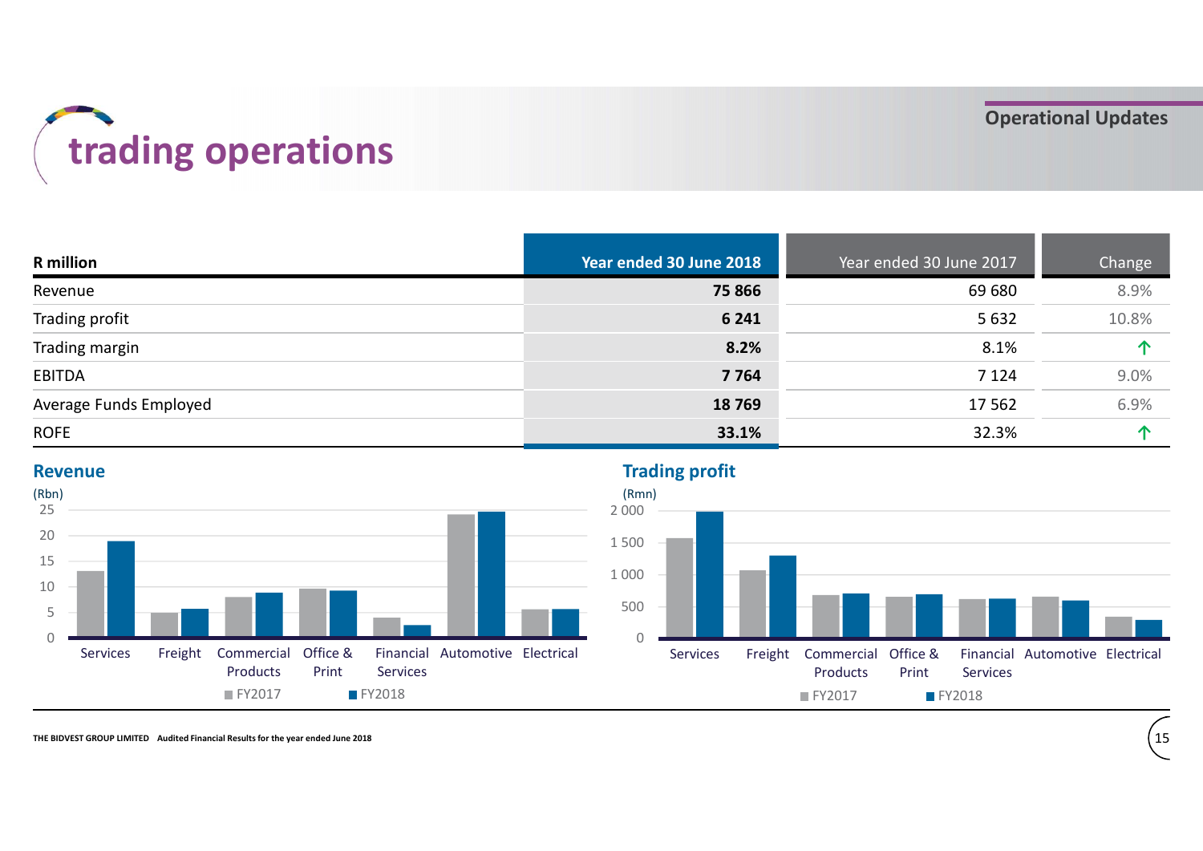# trading operations

Operational Updates

| R million | Year ended 30 June 2018 | Year ended 30 June 2017 | Change |
|---|---|---|---|
| Revenue | **75 866** | 69 680 | 8.9% |
| Trading profit | **6 241** | 5 632 | 10.8% |
| Trading margin | **8.2%** | 8.1% | ↑ |
| EBITDA | **7 764** | 7 124 | 9.0% |
| Average Funds Employed | **18 769** | 17 562 | 6.9% |
| ROFE | **33.1%** | 32.3% | ↑ |

## Revenue

(Rbn)

Services, Freight, Commercial Products, Office & Print, Financial Services, Automotive, Electrical

FY2017 FY2018

## Trading profit

(Rmn)

Services, Freight, Commercial Products, Office & Print, Financial Services, Automotive, Electrical

FY2017 FY2018

THE BIDVEST GROUP LIMITED Audited Financial Results for the year ended June 2018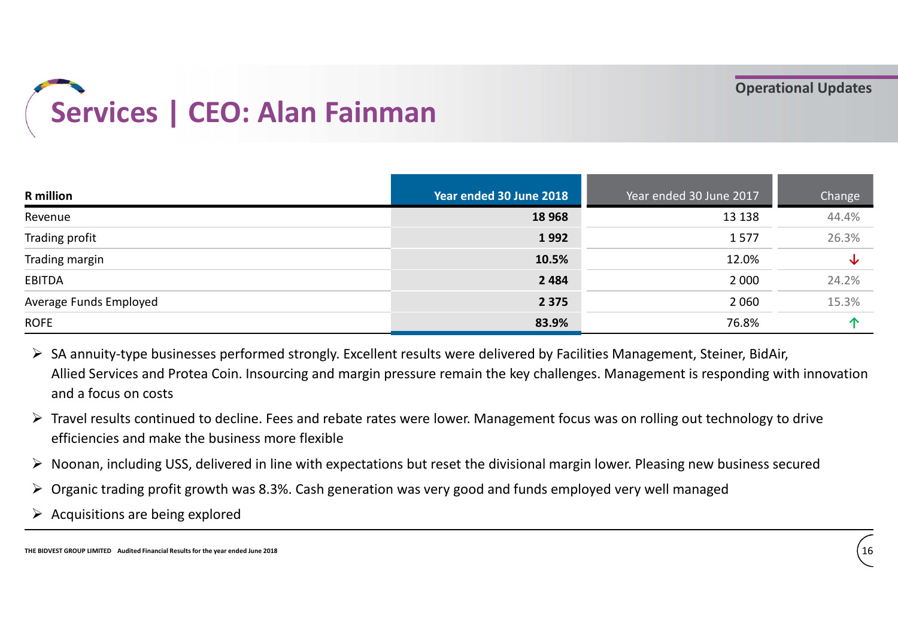# Services | CEO: Alan Fainman

Operational Updates

| R million | Year ended 30 June 2018 | Year ended 30 June 2017 | Change |
|---|---|---|---|
| Revenue | **18 968** | 13 138 | 44.4% |
| Trading profit | **1 992** | 1 577 | 26.3% |
| Trading margin | **10.5%** | 12.0% | ↓ |
| EBITDA | **2 484** | 2 000 | 24.2% |
| Average Funds Employed | **2 375** | 2 060 | 15.3% |
| ROFE | **83.9%** | 76.8% | ↑ |

- SA annuity-type businesses performed strongly. Excellent results were delivered by Facilities Management, Steiner, BidAir, Allied Services and Protea Coin. Insourcing and margin pressure remain the key challenges. Management is responding with innovation and a focus on costs
- Travel results continued to decline. Fees and rebate rates were lower. Management focus was on rolling out technology to drive efficiencies and make the business more flexible
- Noonan, including USS, delivered in line with expectations but reset the divisional margin lower. Pleasing new business secured
- Organic trading profit growth was 8.3%. Cash generation was very good and funds employed very well managed
- Acquisitions are being explored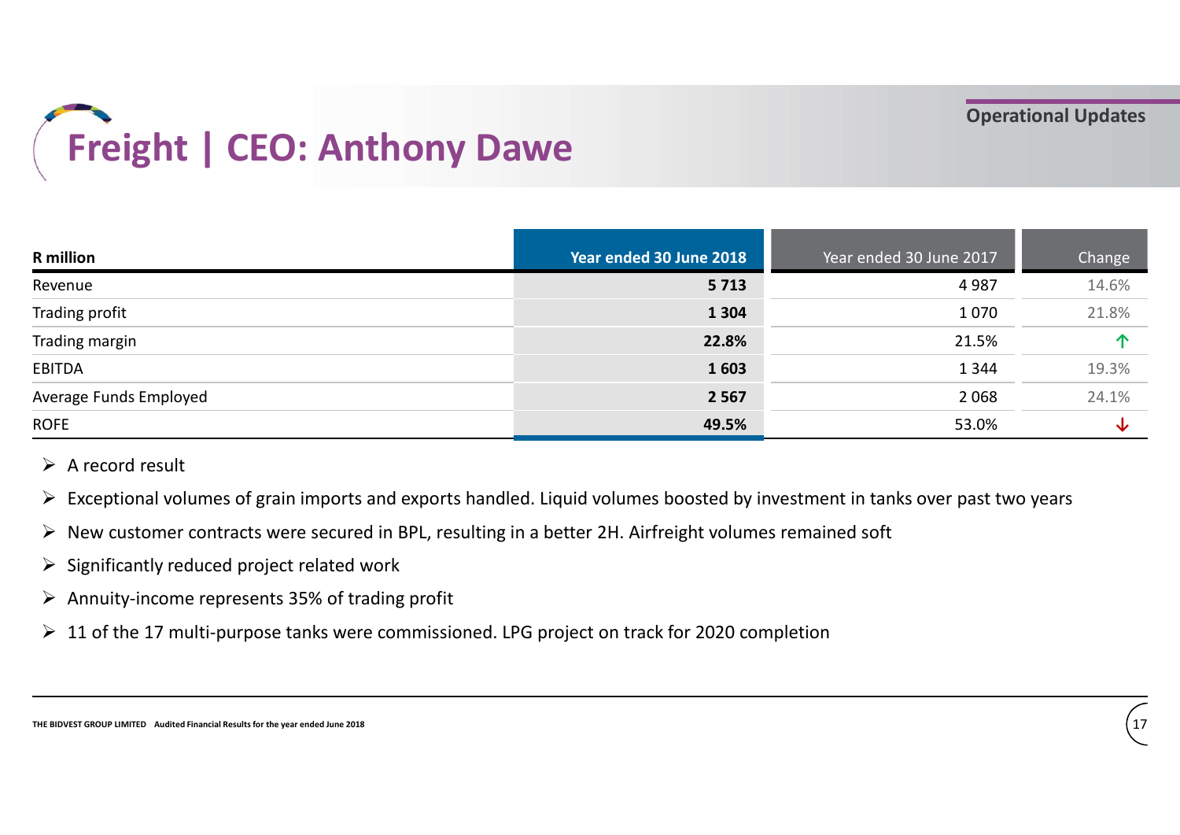Operational Updates

# Freight | CEO: Anthony Dawe

| R million | Year ended 30 June 2018 | Year ended 30 June 2017 | Change |
|---|---|---|---|
| Revenue | **5 713** | 4 987 | 14.6% |
| Trading profit | **1 304** | 1 070 | 21.8% |
| Trading margin | **22.8%** | 21.5% | ↑ |
| EBITDA | **1 603** | 1 344 | 19.3% |
| Average Funds Employed | **2 567** | 2 068 | 24.1% |
| ROFE | **49.5%** | 53.0% | ↓ |

- A record result
- Exceptional volumes of grain imports and exports handled. Liquid volumes boosted by investment in tanks over past two years
- New customer contracts were secured in BPL, resulting in a better 2H. Airfreight volumes remained soft
- Significantly reduced project related work
- Annuity-income represents 35% of trading profit
- 11 of the 17 multi-purpose tanks were commissioned. LPG project on track for 2020 completion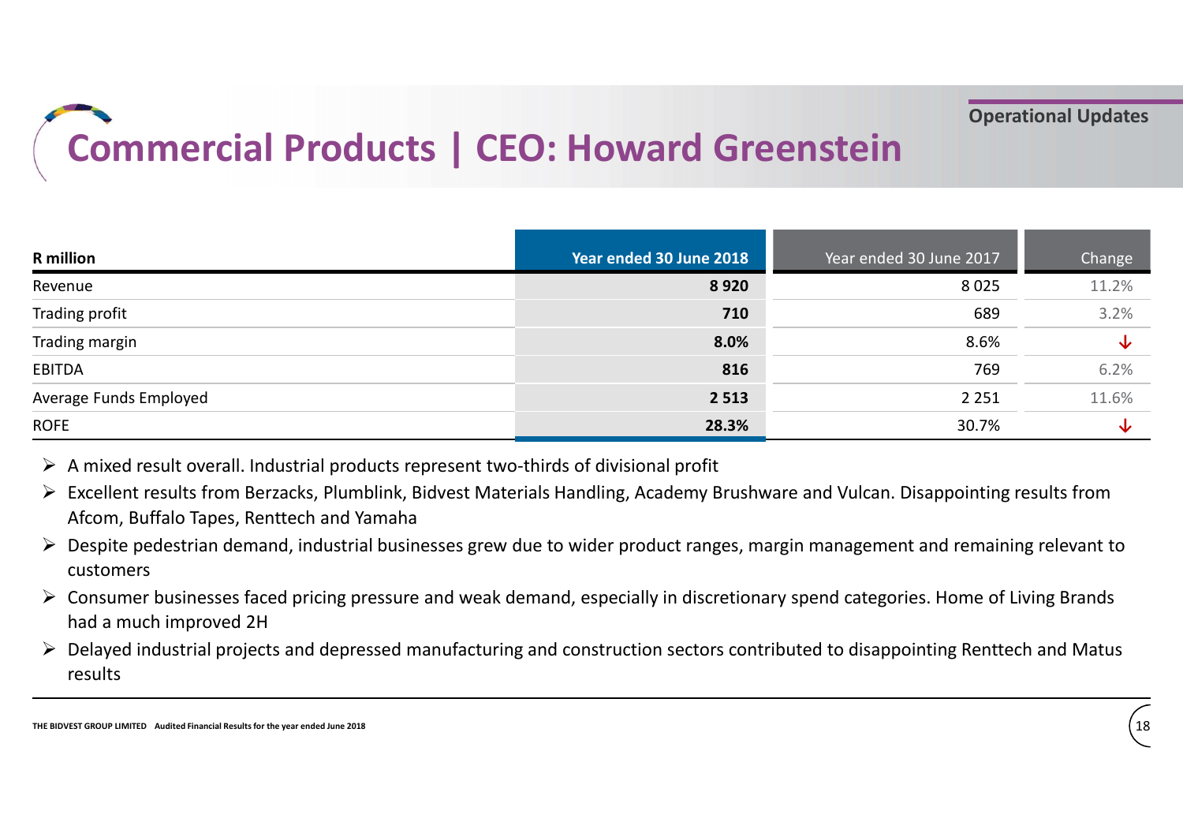Operational Updates

# Commercial Products | CEO: Howard Greenstein

| R million | Year ended 30 June 2018 | Year ended 30 June 2017 | Change |
|---|---|---|---|
| Revenue | **8 920** | 8 025 | 11.2% |
| Trading profit | **710** | 689 | 3.2% |
| Trading margin | **8.0%** | 8.6% | ↓ |
| EBITDA | **816** | 769 | 6.2% |
| Average Funds Employed | **2 513** | 2 251 | 11.6% |
| ROFE | **28.3%** | 30.7% | ↓ |

- A mixed result overall. Industrial products represent two-thirds of divisional profit
- Excellent results from Berzacks, Plumblink, Bidvest Materials Handling, Academy Brushware and Vulcan. Disappointing results from Afcom, Buffalo Tapes, Renttech and Yamaha
- Despite pedestrian demand, industrial businesses grew due to wider product ranges, margin management and remaining relevant to customers
- Consumer businesses faced pricing pressure and weak demand, especially in discretionary spend categories. Home of Living Brands had a much improved 2H
- Delayed industrial projects and depressed manufacturing and construction sectors contributed to disappointing Renttech and Matus results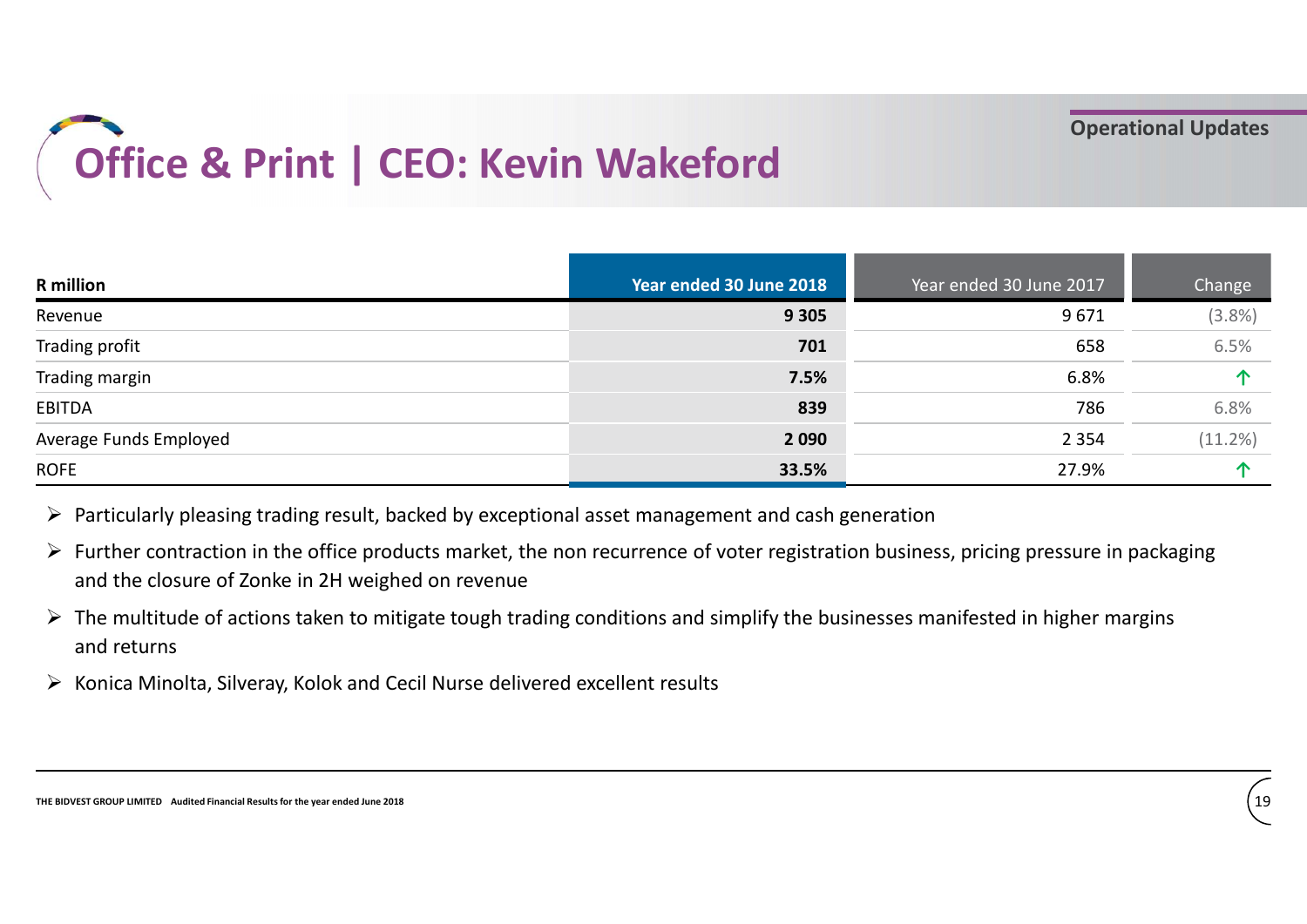# Office & Print | CEO: Kevin Wakeford

Operational Updates

| R million | Year ended 30 June 2018 | Year ended 30 June 2017 | Change |
|---|---|---|---|
| Revenue | **9 305** | 9 671 | (3.8%) |
| Trading profit | **701** | 658 | 6.5% |
| Trading margin | **7.5%** | 6.8% | ↑ |
| EBITDA | **839** | 786 | 6.8% |
| Average Funds Employed | **2 090** | 2 354 | (11.2%) |
| ROFE | **33.5%** | 27.9% | ↑ |

- Particularly pleasing trading result, backed by exceptional asset management and cash generation
- Further contraction in the office products market, the non recurrence of voter registration business, pricing pressure in packaging and the closure of Zonke in 2H weighed on revenue
- The multitude of actions taken to mitigate tough trading conditions and simplify the businesses manifested in higher margins and returns
- Konica Minolta, Silveray, Kolok and Cecil Nurse delivered excellent results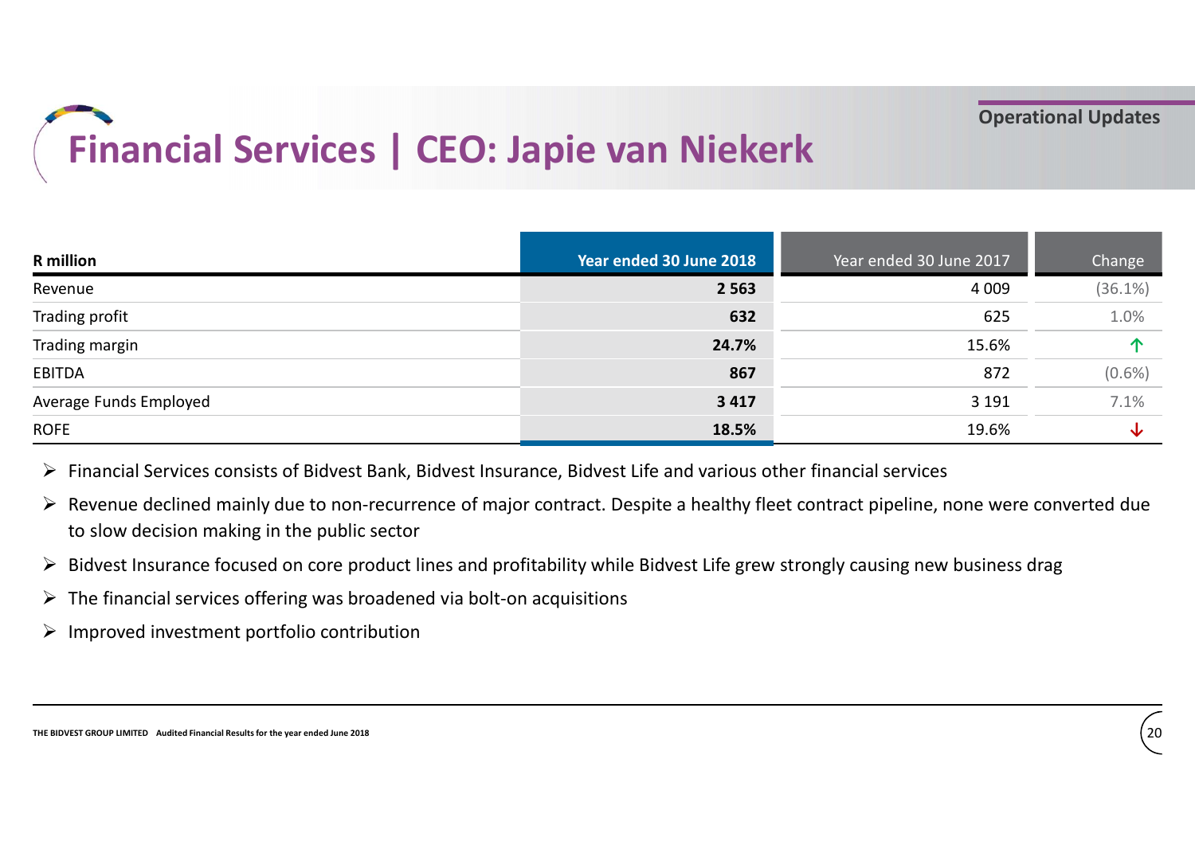# Financial Services | CEO: Japie van Niekerk

Operational Updates

| R million | Year ended 30 June 2018 | Year ended 30 June 2017 | Change |
|---|---|---|---|
| Revenue | **2 563** | 4 009 | (36.1%) |
| Trading profit | **632** | 625 | 1.0% |
| Trading margin | **24.7%** | 15.6% | ↑ |
| EBITDA | **867** | 872 | (0.6%) |
| Average Funds Employed | **3 417** | 3 191 | 7.1% |
| ROFE | **18.5%** | 19.6% | ↓ |

- Financial Services consists of Bidvest Bank, Bidvest Insurance, Bidvest Life and various other financial services
- Revenue declined mainly due to non-recurrence of major contract. Despite a healthy fleet contract pipeline, none were converted due to slow decision making in the public sector
- Bidvest Insurance focused on core product lines and profitability while Bidvest Life grew strongly causing new business drag
- The financial services offering was broadened via bolt-on acquisitions
- Improved investment portfolio contribution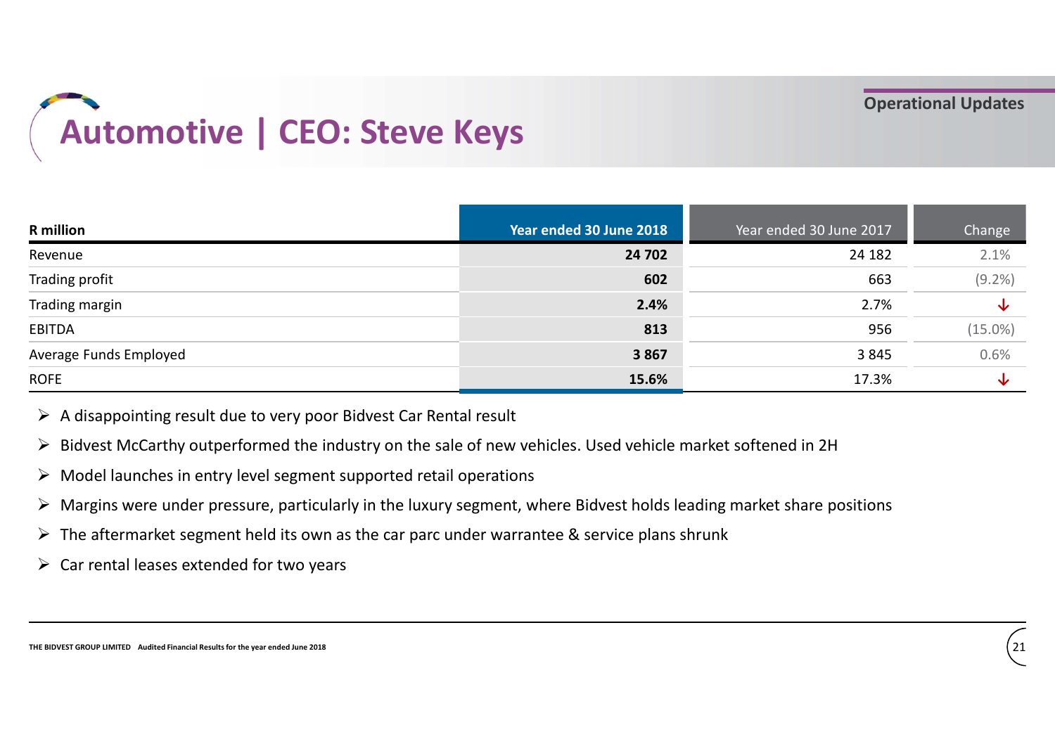# Automotive | CEO: Steve Keys

Operational Updates

| R million | Year ended 30 June 2018 | Year ended 30 June 2017 | Change |
|---|---|---|---|
| Revenue | **24 702** | 24 182 | 2.1% |
| Trading profit | **602** | 663 | (9.2%) |
| Trading margin | **2.4%** | 2.7% | ↓ |
| EBITDA | **813** | 956 | (15.0%) |
| Average Funds Employed | **3 867** | 3 845 | 0.6% |
| ROFE | **15.6%** | 17.3% | ↓ |

- A disappointing result due to very poor Bidvest Car Rental result
- Bidvest McCarthy outperformed the industry on the sale of new vehicles. Used vehicle market softened in 2H
- Model launches in entry level segment supported retail operations
- Margins were under pressure, particularly in the luxury segment, where Bidvest holds leading market share positions
- The aftermarket segment held its own as the car parc under warrantee & service plans shrunk
- Car rental leases extended for two years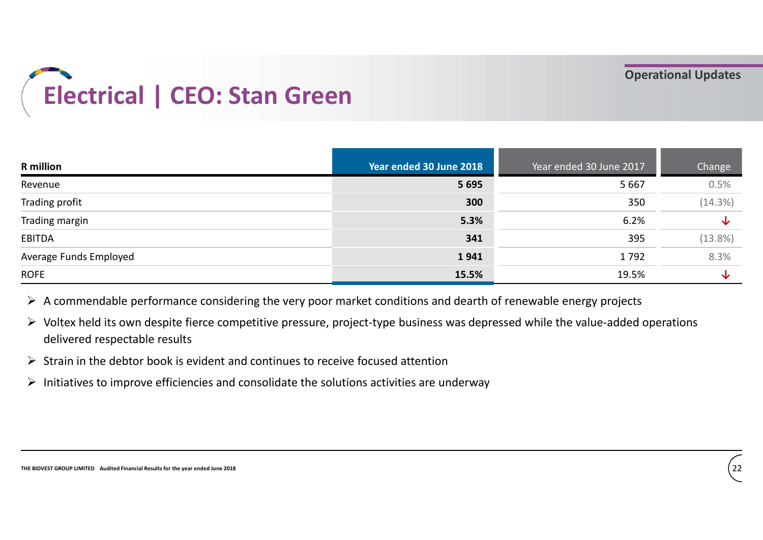# Electrical | CEO: Stan Green

Operational Updates

| R million | Year ended 30 June 2018 | Year ended 30 June 2017 | Change |
|---|---|---|---|
| Revenue | **5 695** | 5 667 | 0.5% |
| Trading profit | **300** | 350 | (14.3%) |
| Trading margin | **5.3%** | 6.2% | ↓ |
| EBITDA | **341** | 395 | (13.8%) |
| Average Funds Employed | **1 941** | 1 792 | 8.3% |
| ROFE | **15.5%** | 19.5% | ↓ |

- A commendable performance considering the very poor market conditions and dearth of renewable energy projects
- Voltex held its own despite fierce competitive pressure, project-type business was depressed while the value-added operations delivered respectable results
- Strain in the debtor book is evident and continues to receive focused attention
- Initiatives to improve efficiencies and consolidate the solutions activities are underway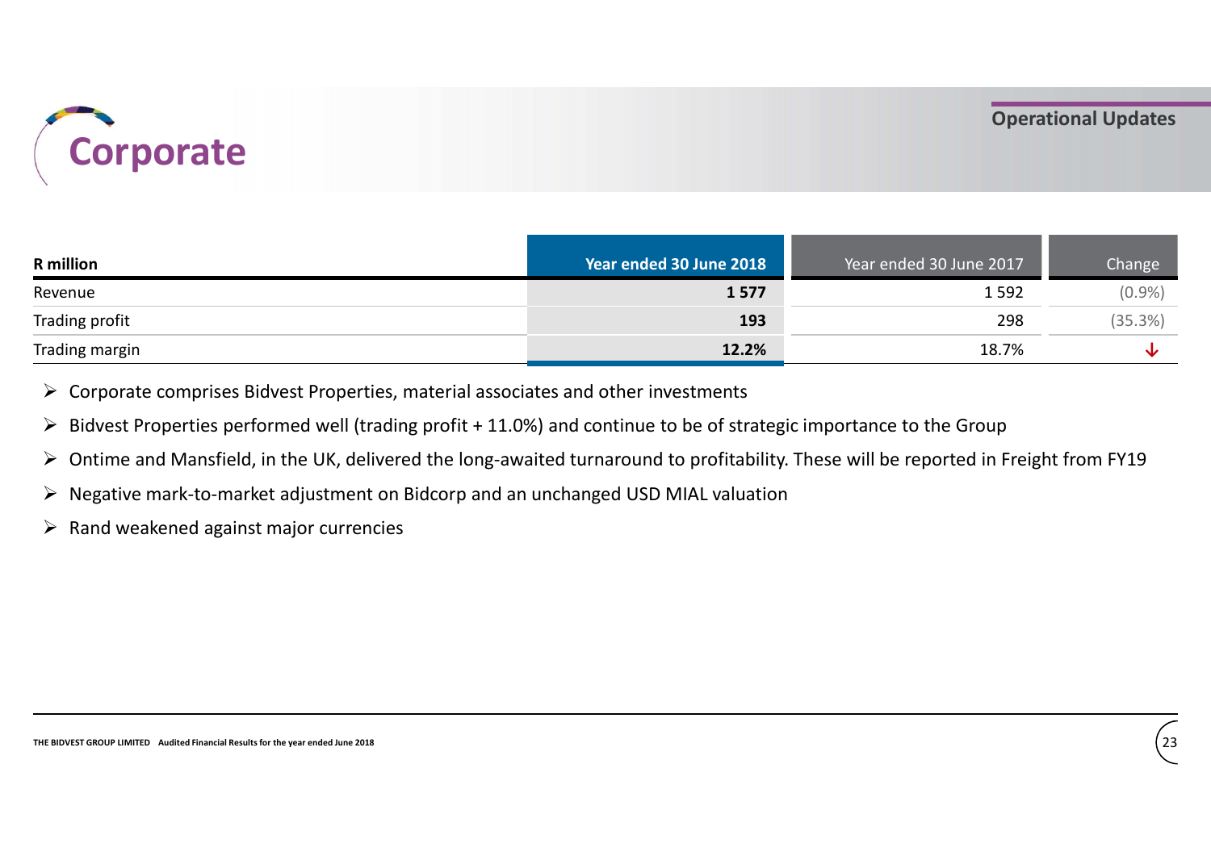# Corporate

## Operational Updates

| R million | Year ended 30 June 2018 | Year ended 30 June 2017 | Change |
|---|---|---|---|
| Revenue | **1 577** | 1 592 | (0.9%) |
| Trading profit | **193** | 298 | (35.3%) |
| Trading margin | **12.2%** | 18.7% | ↓ |

- Corporate comprises Bidvest Properties, material associates and other investments
- Bidvest Properties performed well (trading profit + 11.0%) and continue to be of strategic importance to the Group
- Ontime and Mansfield, in the UK, delivered the long-awaited turnaround to profitability. These will be reported in Freight from FY19
- Negative mark-to-market adjustment on Bidcorp and an unchanged USD MIAL valuation
- Rand weakened against major currencies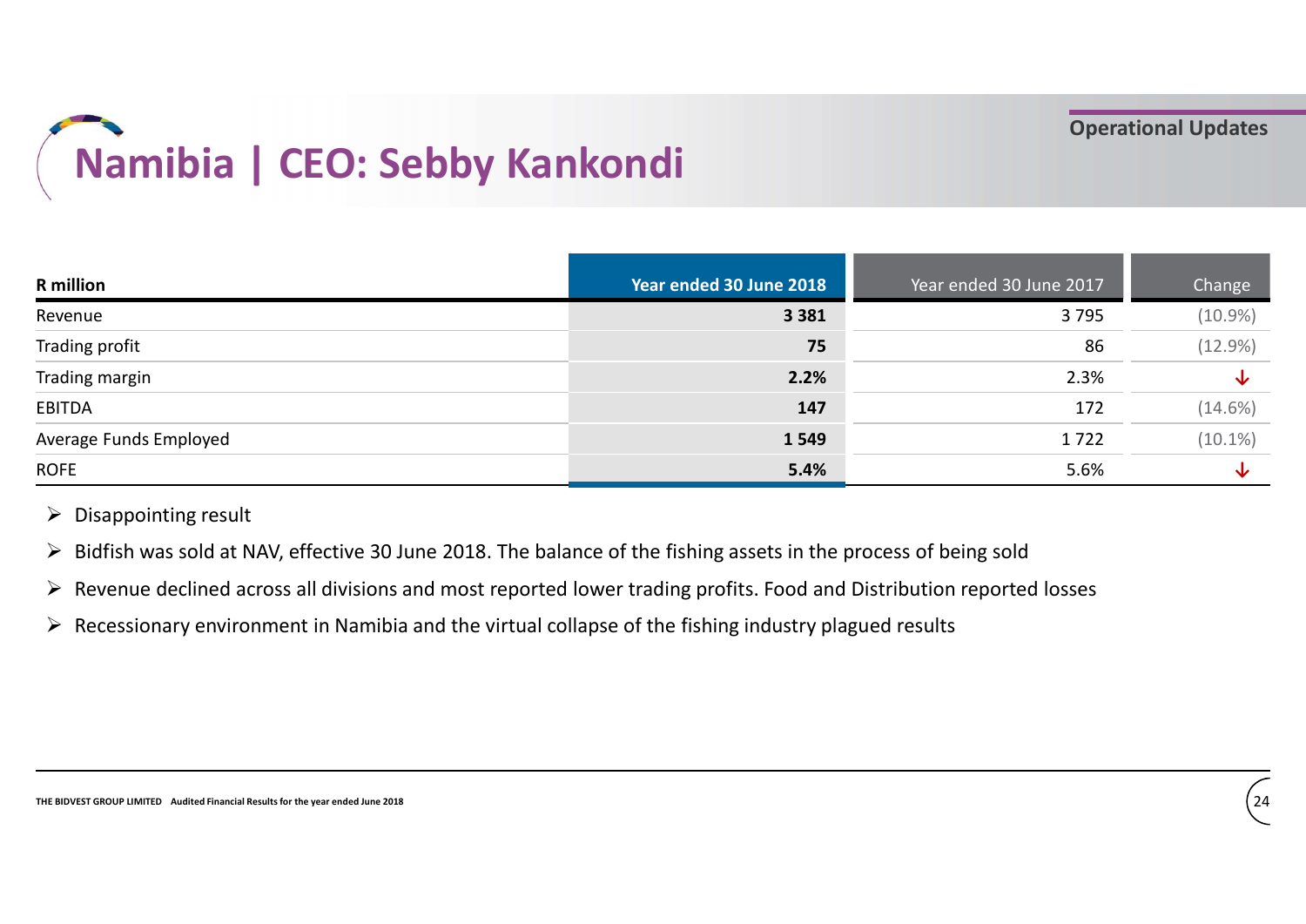Operational Updates

# Namibia | CEO: Sebby Kankondi

| R million | Year ended 30 June 2018 | Year ended 30 June 2017 | Change |
|---|---|---|---|
| Revenue | **3 381** | 3 795 | (10.9%) |
| Trading profit | **75** | 86 | (12.9%) |
| Trading margin | **2.2%** | 2.3% | ↓ |
| EBITDA | **147** | 172 | (14.6%) |
| Average Funds Employed | **1 549** | 1 722 | (10.1%) |
| ROFE | **5.4%** | 5.6% | ↓ |

- Disappointing result
- Bidfish was sold at NAV, effective 30 June 2018. The balance of the fishing assets in the process of being sold
- Revenue declined across all divisions and most reported lower trading profits. Food and Distribution reported losses
- Recessionary environment in Namibia and the virtual collapse of the fishing industry plagued results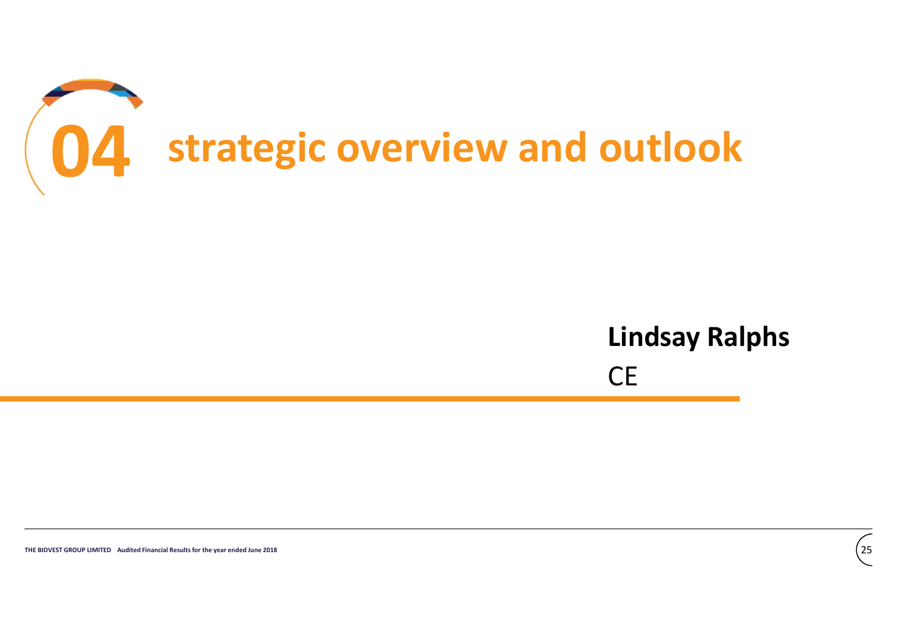# 04 strategic overview and outlook

**Lindsay Ralphs**

CE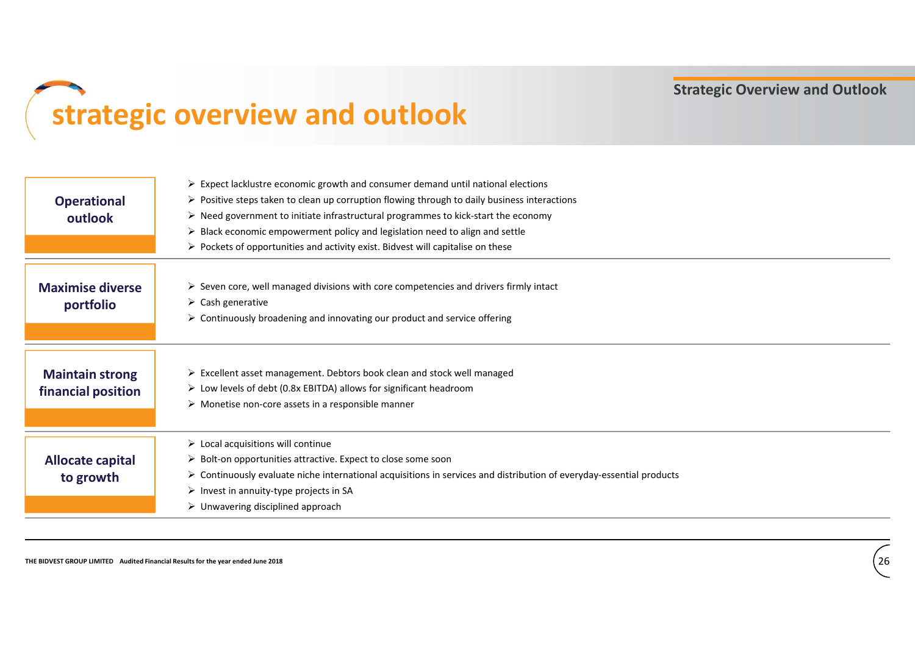# strategic overview and outlook

## Operational outlook

- Expect lacklustre economic growth and consumer demand until national elections
- Positive steps taken to clean up corruption flowing through to daily business interactions
- Need government to initiate infrastructural programmes to kick-start the economy
- Black economic empowerment policy and legislation need to align and settle
- Pockets of opportunities and activity exist. Bidvest will capitalise on these

## Maximise diverse portfolio

- Seven core, well managed divisions with core competencies and drivers firmly intact
- Cash generative
- Continuously broadening and innovating our product and service offering

## Maintain strong financial position

- Excellent asset management. Debtors book clean and stock well managed
- Low levels of debt (0.8x EBITDA) allows for significant headroom
- Monetise non-core assets in a responsible manner

## Allocate capital to growth

- Local acquisitions will continue
- Bolt-on opportunities attractive. Expect to close some soon
- Continuously evaluate niche international acquisitions in services and distribution of everyday-essential products
- Invest in annuity-type projects in SA
- Unwavering disciplined approach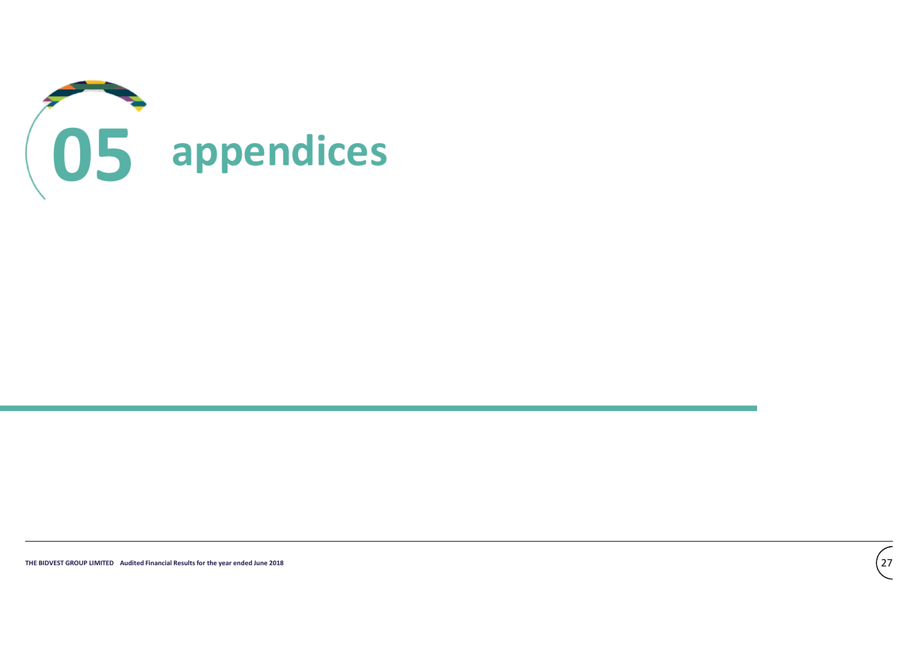# 05 appendices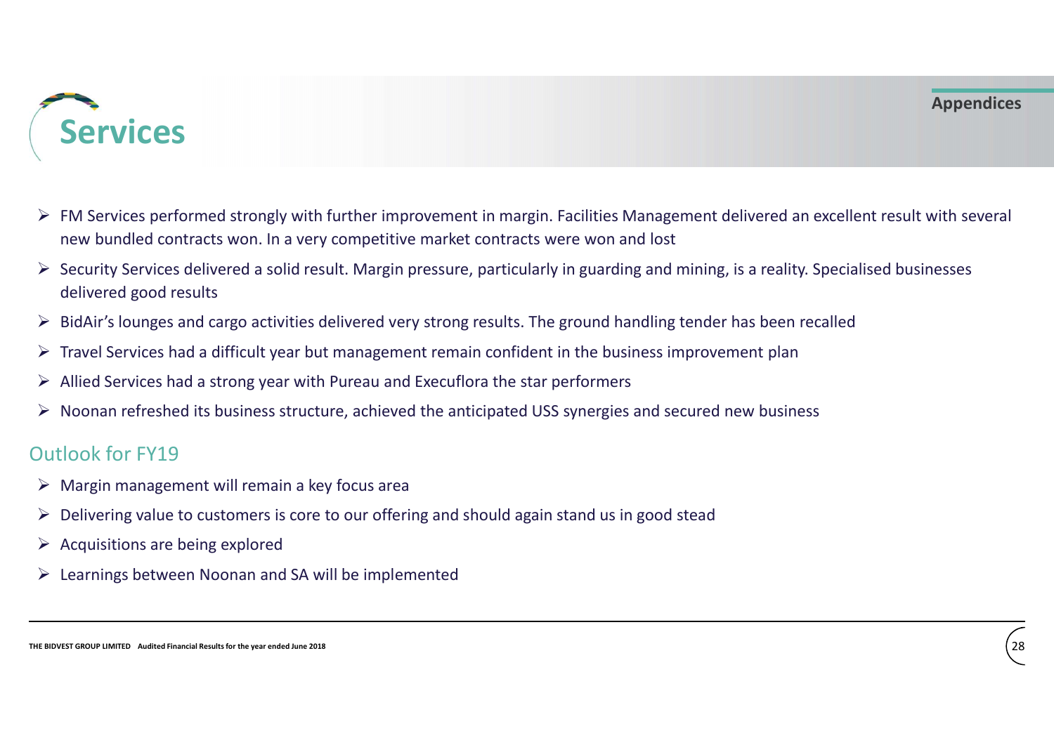# Services

- FM Services performed strongly with further improvement in margin. Facilities Management delivered an excellent result with several new bundled contracts won. In a very competitive market contracts were won and lost
- Security Services delivered a solid result. Margin pressure, particularly in guarding and mining, is a reality. Specialised businesses delivered good results
- BidAir's lounges and cargo activities delivered very strong results. The ground handling tender has been recalled
- Travel Services had a difficult year but management remain confident in the business improvement plan
- Allied Services had a strong year with Pureau and Execuflora the star performers
- Noonan refreshed its business structure, achieved the anticipated USS synergies and secured new business

## Outlook for FY19

- Margin management will remain a key focus area
- Delivering value to customers is core to our offering and should again stand us in good stead
- Acquisitions are being explored
- Learnings between Noonan and SA will be implemented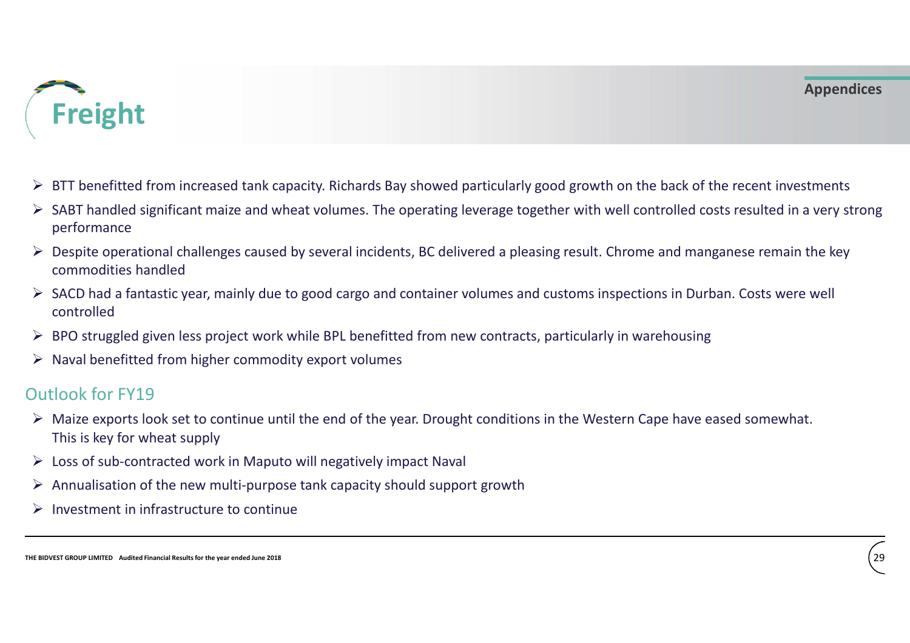# Freight

Appendices

- BTT benefitted from increased tank capacity. Richards Bay showed particularly good growth on the back of the recent investments
- SABT handled significant maize and wheat volumes. The operating leverage together with well controlled costs resulted in a very strong performance
- Despite operational challenges caused by several incidents, BC delivered a pleasing result. Chrome and manganese remain the key commodities handled
- SACD had a fantastic year, mainly due to good cargo and container volumes and customs inspections in Durban. Costs were well controlled
- BPO struggled given less project work while BPL benefitted from new contracts, particularly in warehousing
- Naval benefitted from higher commodity export volumes

## Outlook for FY19

- Maize exports look set to continue until the end of the year. Drought conditions in the Western Cape have eased somewhat. This is key for wheat supply
- Loss of sub-contracted work in Maputo will negatively impact Naval
- Annualisation of the new multi-purpose tank capacity should support growth
- Investment in infrastructure to continue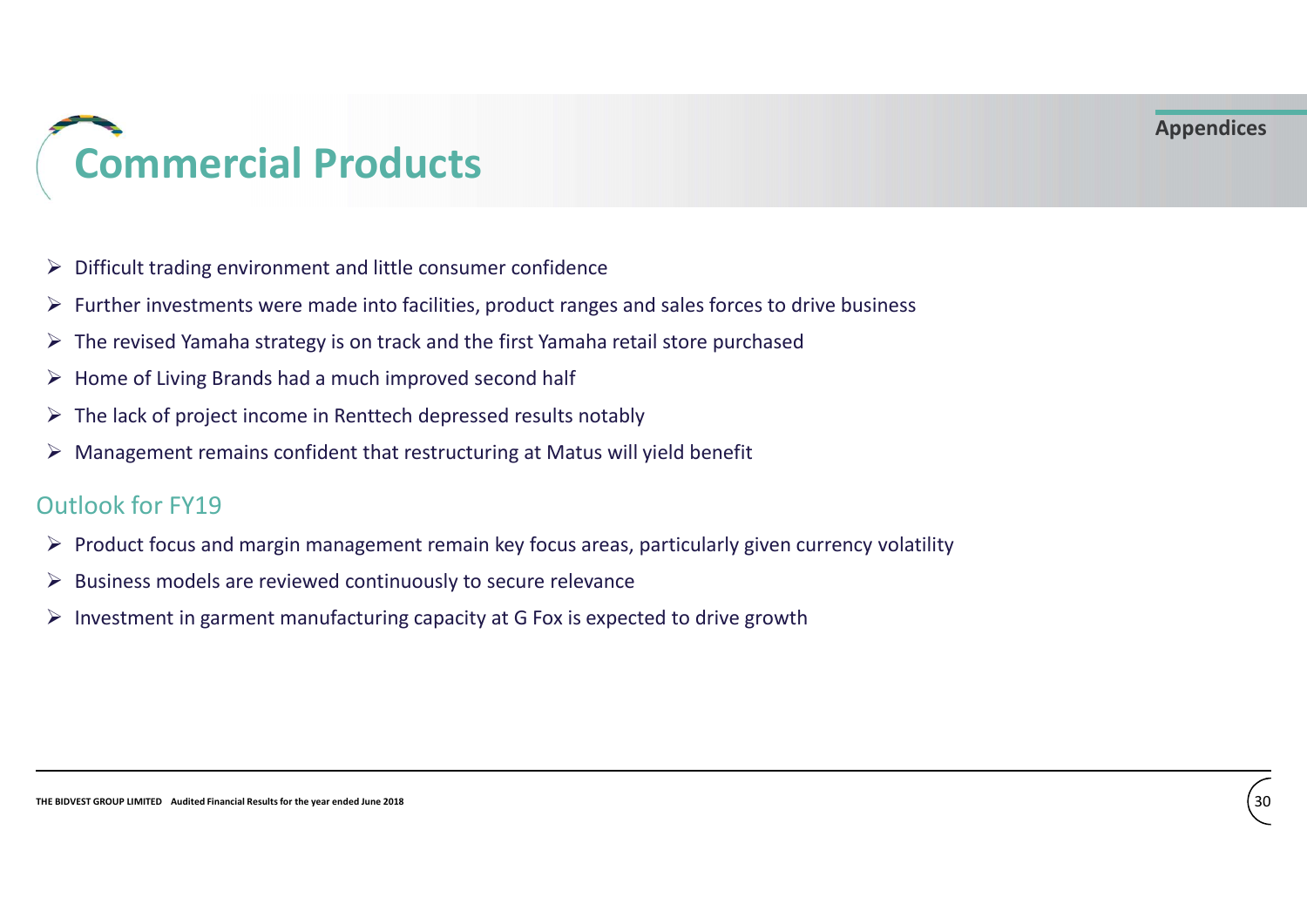# Commercial Products

Appendices

- Difficult trading environment and little consumer confidence
- Further investments were made into facilities, product ranges and sales forces to drive business
- The revised Yamaha strategy is on track and the first Yamaha retail store purchased
- Home of Living Brands had a much improved second half
- The lack of project income in Renttech depressed results notably
- Management remains confident that restructuring at Matus will yield benefit

## Outlook for FY19

- Product focus and margin management remain key focus areas, particularly given currency volatility
- Business models are reviewed continuously to secure relevance
- Investment in garment manufacturing capacity at G Fox is expected to drive growth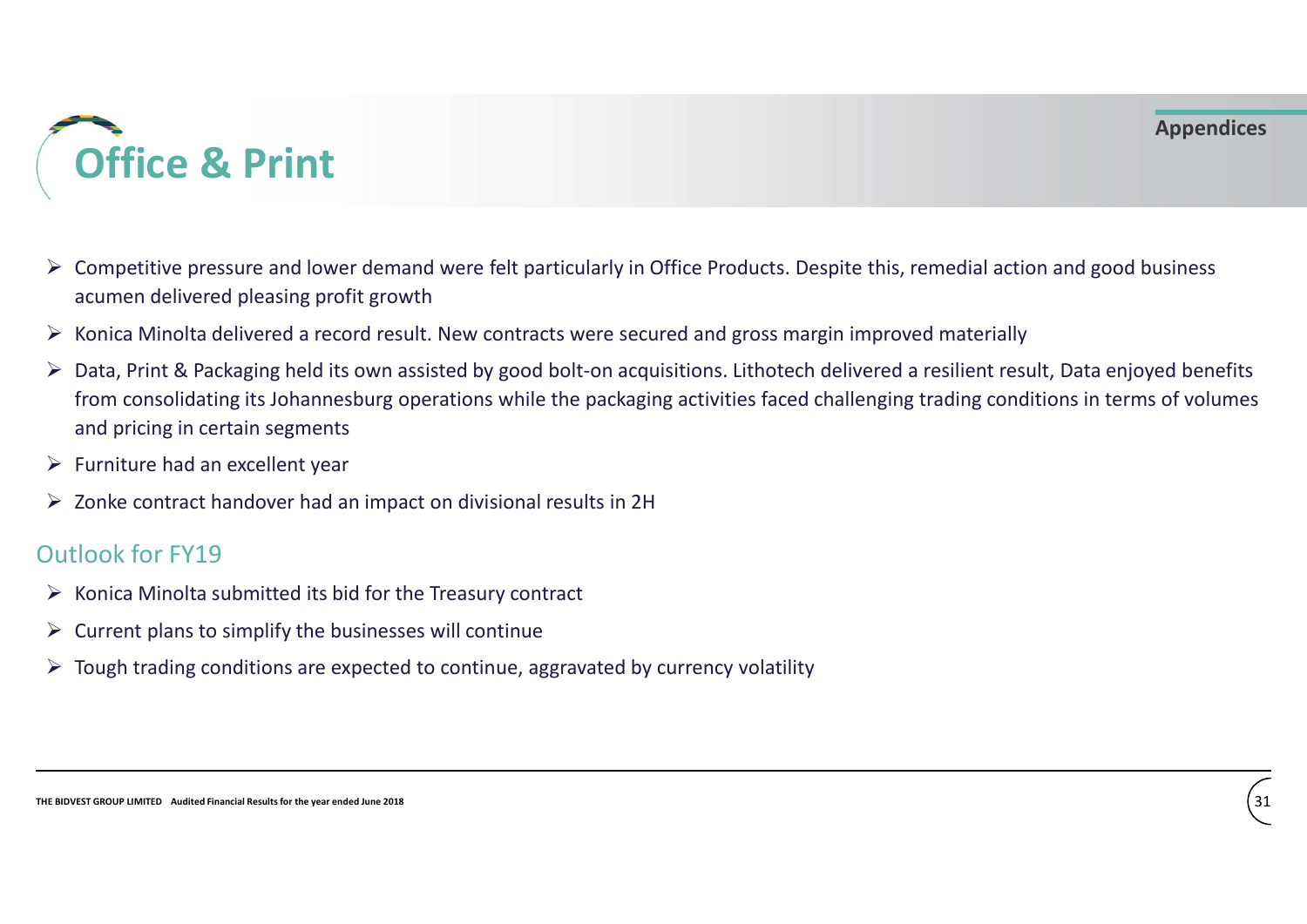# Office & Print

- Competitive pressure and lower demand were felt particularly in Office Products. Despite this, remedial action and good business acumen delivered pleasing profit growth
- Konica Minolta delivered a record result. New contracts were secured and gross margin improved materially
- Data, Print & Packaging held its own assisted by good bolt-on acquisitions. Lithotech delivered a resilient result, Data enjoyed benefits from consolidating its Johannesburg operations while the packaging activities faced challenging trading conditions in terms of volumes and pricing in certain segments
- Furniture had an excellent year
- Zonke contract handover had an impact on divisional results in 2H

## Outlook for FY19

- Konica Minolta submitted its bid for the Treasury contract
- Current plans to simplify the businesses will continue
- Tough trading conditions are expected to continue, aggravated by currency volatility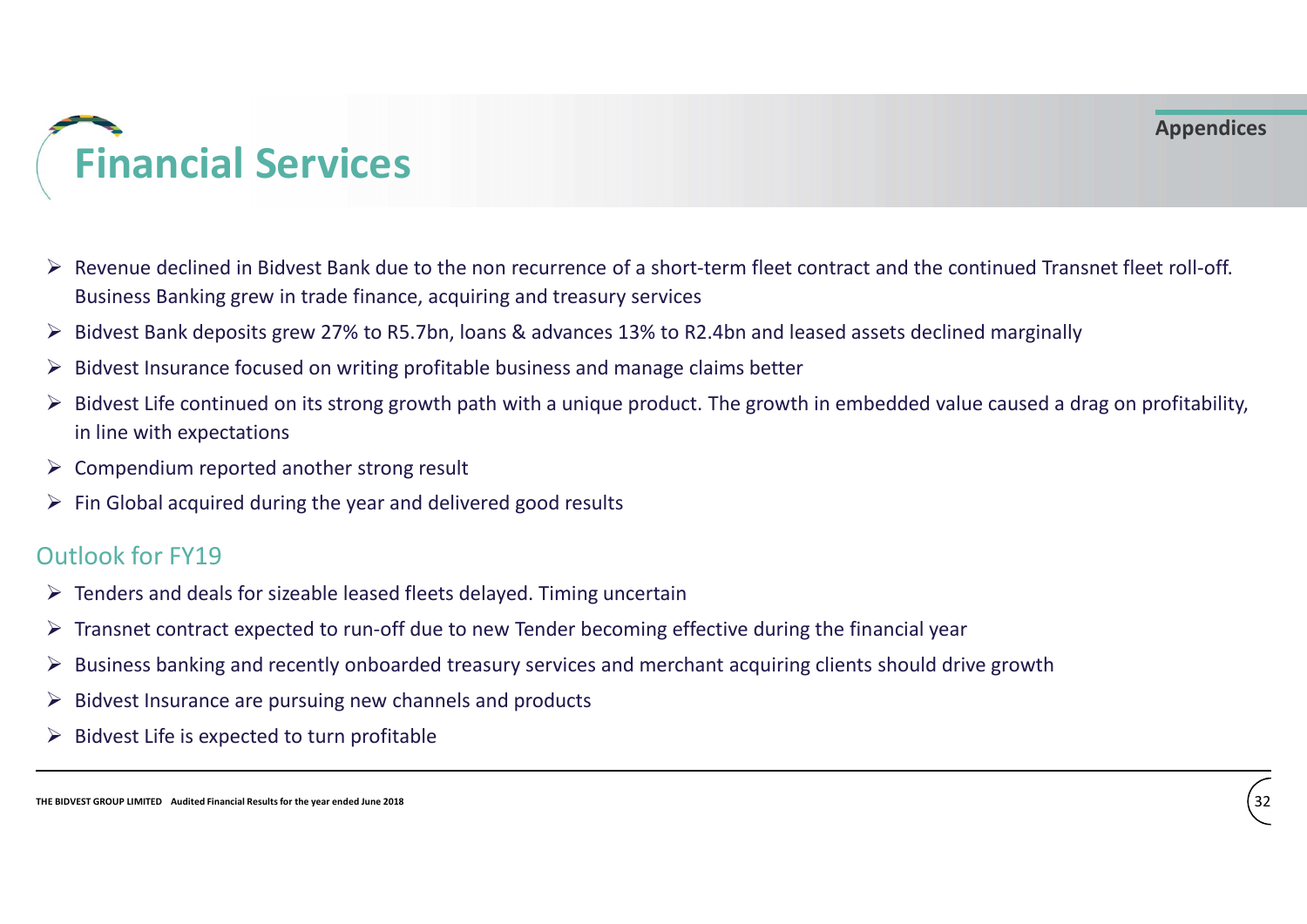# Financial Services

- Revenue declined in Bidvest Bank due to the non recurrence of a short-term fleet contract and the continued Transnet fleet roll-off. Business Banking grew in trade finance, acquiring and treasury services
- Bidvest Bank deposits grew 27% to R5.7bn, loans & advances 13% to R2.4bn and leased assets declined marginally
- Bidvest Insurance focused on writing profitable business and manage claims better
- Bidvest Life continued on its strong growth path with a unique product. The growth in embedded value caused a drag on profitability, in line with expectations
- Compendium reported another strong result
- Fin Global acquired during the year and delivered good results

## Outlook for FY19

- Tenders and deals for sizeable leased fleets delayed. Timing uncertain
- Transnet contract expected to run-off due to new Tender becoming effective during the financial year
- Business banking and recently onboarded treasury services and merchant acquiring clients should drive growth
- Bidvest Insurance are pursuing new channels and products
- Bidvest Life is expected to turn profitable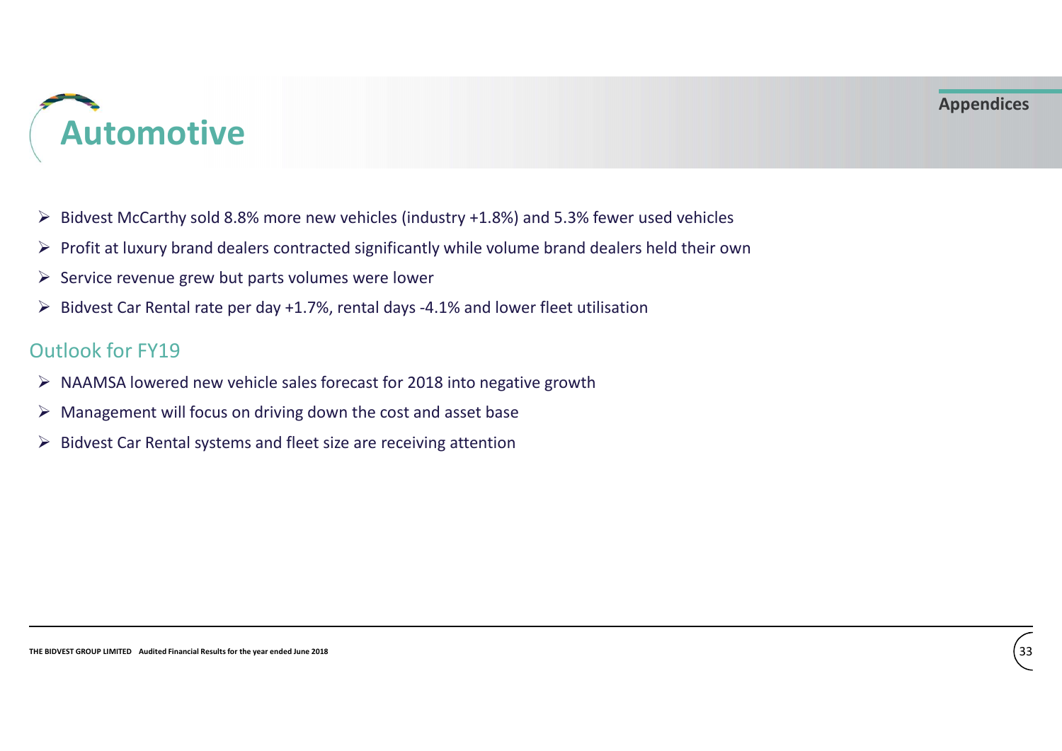# Automotive

- Bidvest McCarthy sold 8.8% more new vehicles (industry +1.8%) and 5.3% fewer used vehicles
- Profit at luxury brand dealers contracted significantly while volume brand dealers held their own
- Service revenue grew but parts volumes were lower
- Bidvest Car Rental rate per day +1.7%, rental days -4.1% and lower fleet utilisation

## Outlook for FY19

- NAAMSA lowered new vehicle sales forecast for 2018 into negative growth
- Management will focus on driving down the cost and asset base
- Bidvest Car Rental systems and fleet size are receiving attention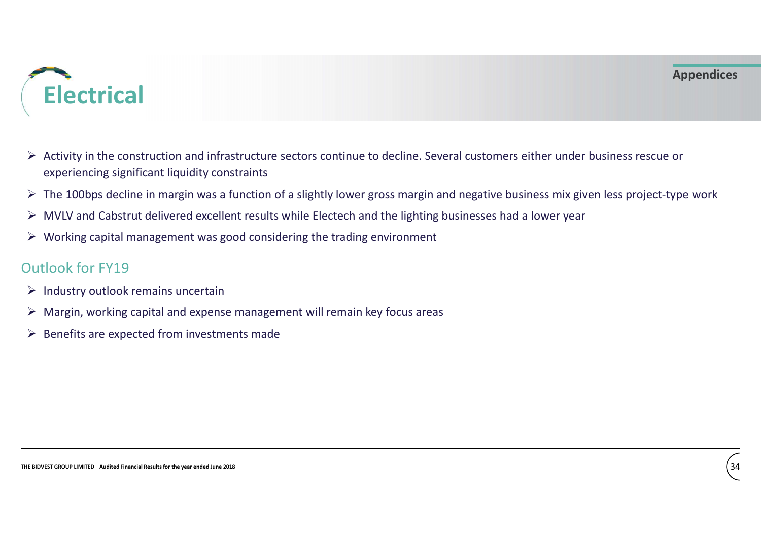# Electrical

Appendices

- Activity in the construction and infrastructure sectors continue to decline. Several customers either under business rescue or experiencing significant liquidity constraints
- The 100bps decline in margin was a function of a slightly lower gross margin and negative business mix given less project-type work
- MVLV and Cabstrut delivered excellent results while Electech and the lighting businesses had a lower year
- Working capital management was good considering the trading environment

## Outlook for FY19

- Industry outlook remains uncertain
- Margin, working capital and expense management will remain key focus areas
- Benefits are expected from investments made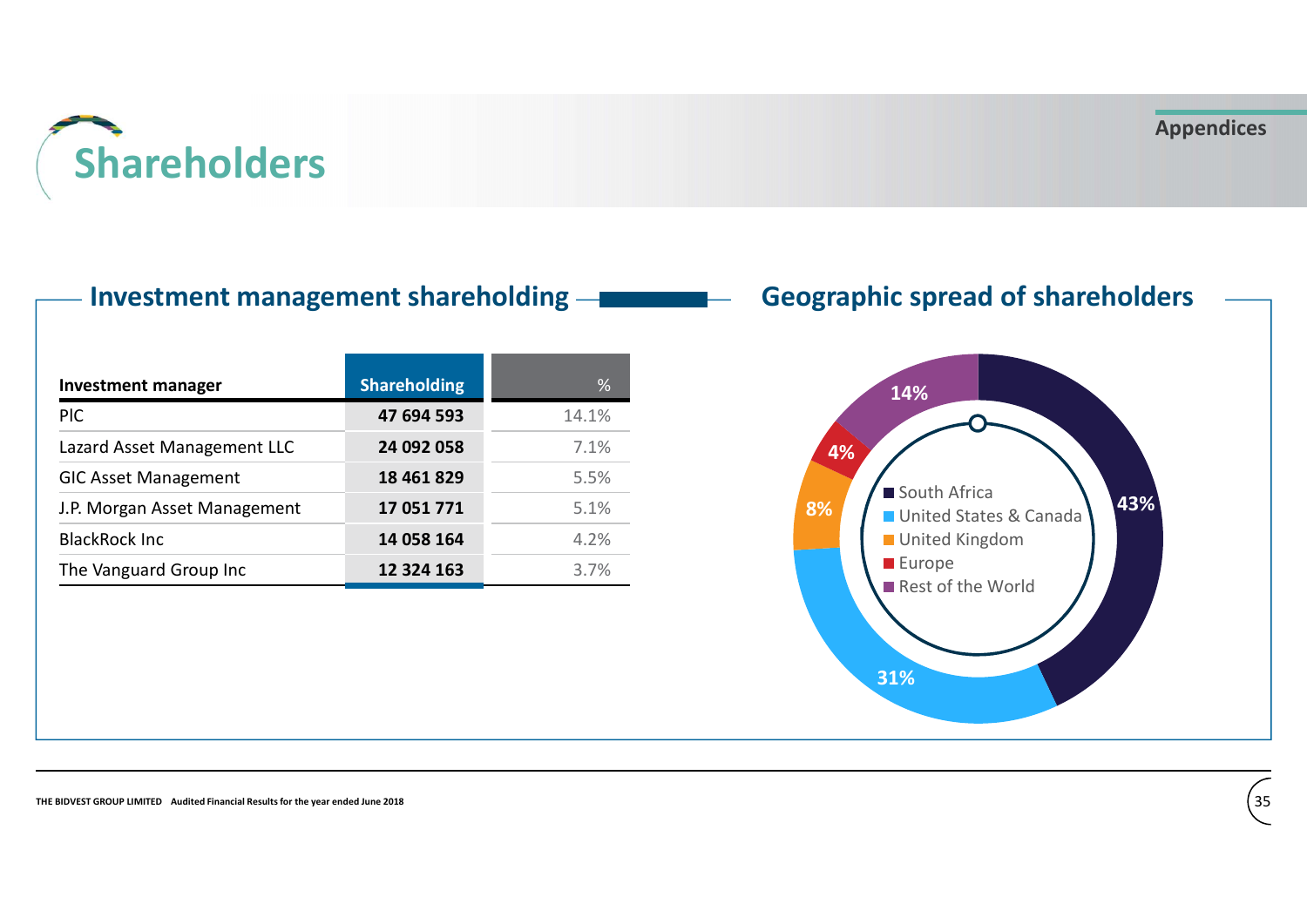# Shareholders

## Investment management shareholding

| Investment manager | Shareholding | % |
|---|---|---|
| PIC | **47 694 593** | 14.1% |
| Lazard Asset Management LLC | **24 092 058** | 7.1% |
| GIC Asset Management | **18 461 829** | 5.5% |
| J.P. Morgan Asset Management | **17 051 771** | 5.1% |
| BlackRock Inc | **14 058 164** | 4.2% |
| The Vanguard Group Inc | **12 324 163** | 3.7% |

## Geographic spread of shareholders

43%
31%
8%
4%
14%

South Africa
United States & Canada
United Kingdom
Europe
Rest of the World